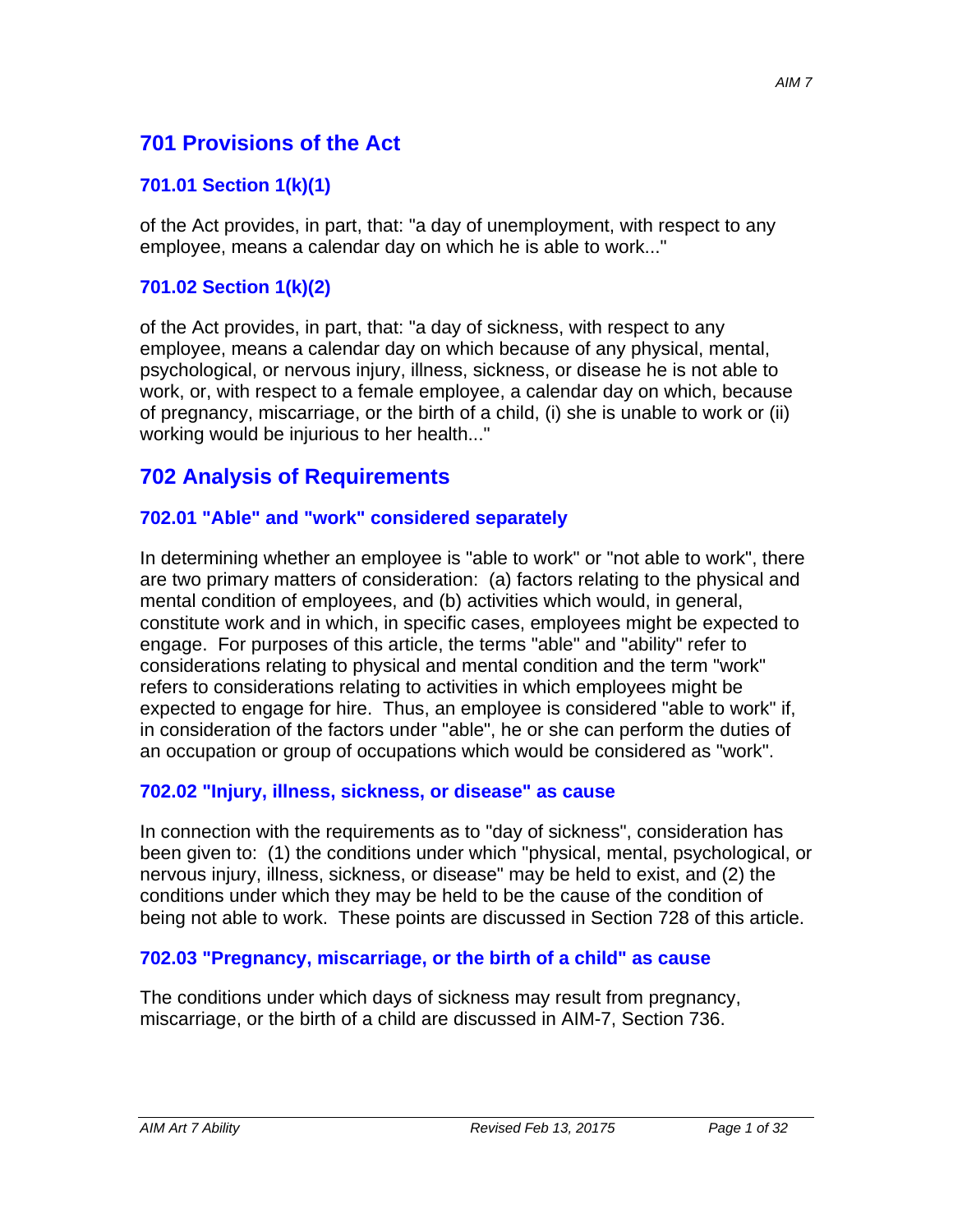## 701 Provisions of the Act

### 701.01 Section 1(k)(1)

of the Act provides, in part, that: "a day of unemployment, with respect to any employee, means a calendar day on which he is able to work..."

### 701.02 Section 1(k)(2)

of the Act provides, in part, that: "a day of sickness, with respect to any employee, means a calendar day on which because of any physical, mental, psychological, or nervous injury, illness, sickness, or disease he is not able to work, or, with respect to a female employee, a calendar day on which, because of pregnancy, miscarriage, or the birth of a child, (i) she is unable to work or (ii) working would be injurious to her health..."

## 702 Analysis of Requirements

### 702.01 "Able" and "work" considered separately

In determining whether an employee is "able to work" or "not able to work", there are two primary matters of consideration: (a) factors relating to the physical and mental condition of employees, and (b) activities which would, in general, constitute work and in which, in specific cases, employees might be expected to engage. For purposes of this article, the terms "able" and "ability" refer to considerations relating to physical and mental condition and the term "work" refers to considerations relating to activities in which employees might be expected to engage for hire. Thus, an employee is considered "able to work" if, in consideration of the factors under "able", he or she can perform the duties of an occupation or group of occupations which would be considered as "work".

### 702.02 "Injury, illness, sickness, or disease" as cause

In connection with the requirements as to "day of sickness", consideration has been given to: (1) the conditions under which "physical, mental, psychological, or nervous injury, illness, sickness, or disease" may be held to exist, and (2) the conditions under which they may be held to be the cause of the condition of being not able to work. These points are discussed in Section 728 of this article.

### 702.03 "Pregnancy, miscarriage, or the birth of a child" as cause

The conditions under which days of sickness may result from pregnancy, miscarriage, or the birth of a child are discussed in AIM-7, Section 736.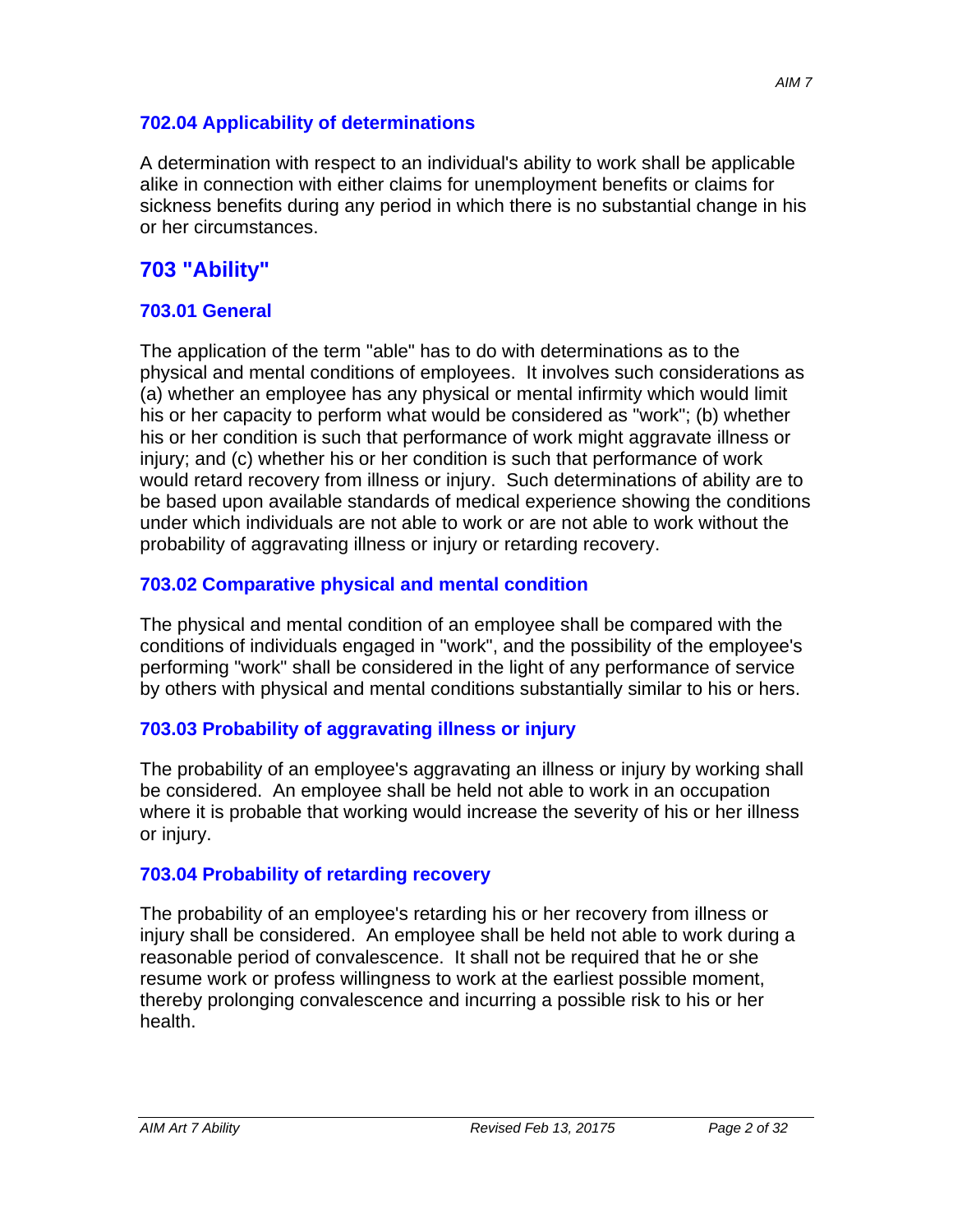### 702.04 Applicability of determinations

A determination with respect to an individual's ability to work shall be applicable alike in connection with either claims for unemployment benefits or claims for sickness benefits during any period in which there is no substantial change in his or her circumstances.

## 703 "Ability"

### 703.01 General

The application of the term "able" has to do with determinations as to the physical and mental conditions of employees. It involves such considerations as (a) whether an employee has any physical or mental infirmity which would limit his or her capacity to perform what would be considered as "work"; (b) whether his or her condition is such that performance of work might aggravate illness or injury; and (c) whether his or her condition is such that performance of work would retard recovery from illness or injury. Such determinations of ability are to be based upon available standards of medical experience showing the conditions under which individuals are not able to work or are not able to work without the probability of aggravating illness or injury or retarding recovery.

### 703.02 Comparative physical and mental condition

The physical and mental condition of an employee shall be compared with the conditions of individuals engaged in "work", and the possibility of the employee's performing "work" shall be considered in the light of any performance of service by others with physical and mental conditions substantially similar to his or hers.

### 703.03 Probability of aggravating illness or injury

The probability of an employee's aggravating an illness or injury by working shall be considered. An employee shall be held not able to work in an occupation where it is probable that working would increase the severity of his or her illness or injury.

### 703.04 Probability of retarding recovery

The probability of an employee's retarding his or her recovery from illness or injury shall be considered. An employee shall be held not able to work during a reasonable period of convalescence. It shall not be required that he or she resume work or profess willingness to work at the earliest possible moment, thereby prolonging convalescence and incurring a possible risk to his or her health.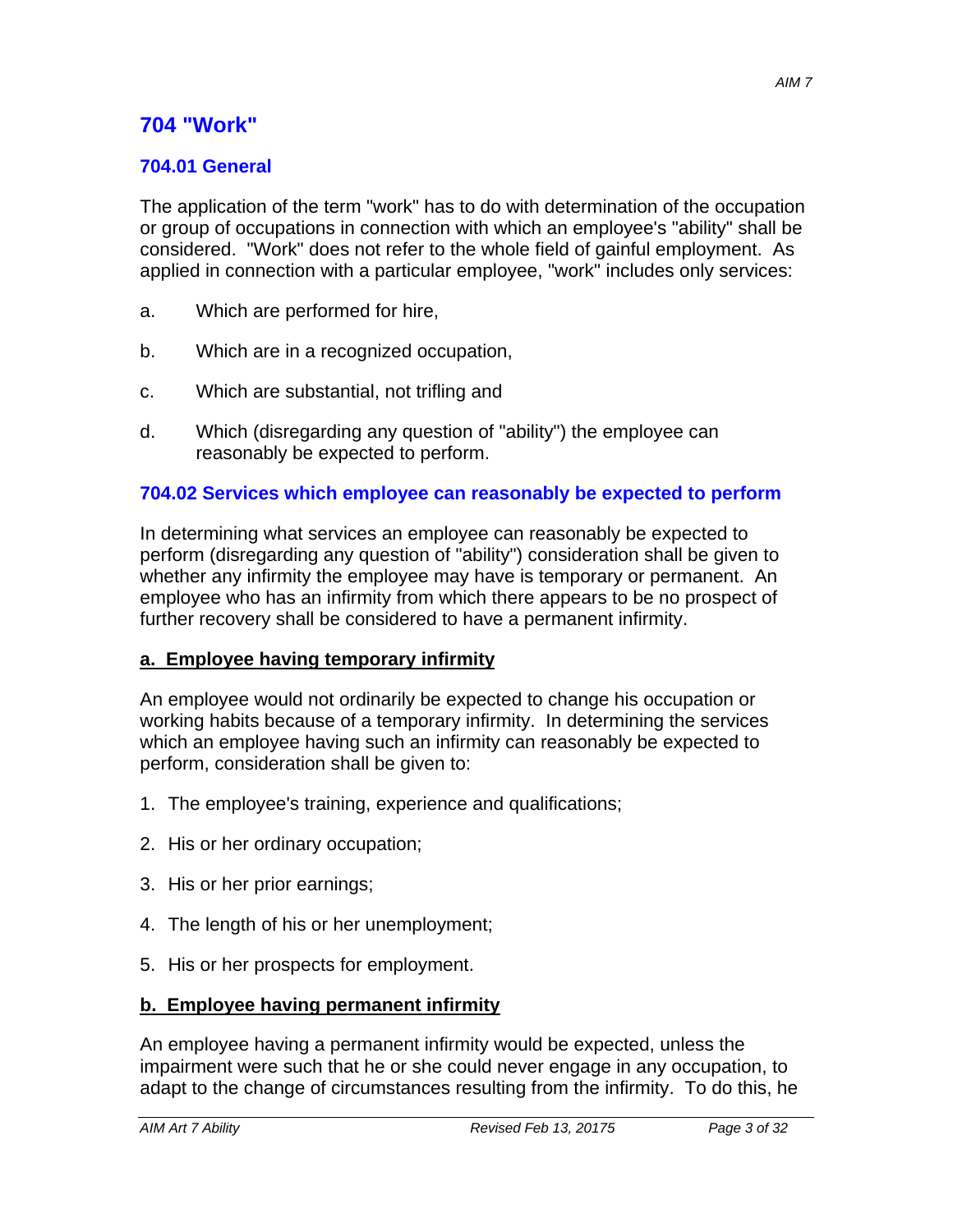## 704 "Work"

### 704.01 General

The application of the term "work" has to do with determination of the occupation or group of occupations in connection with which an employee's "ability" shall be considered. "Work" does not refer to the whole field of gainful employment. As applied in connection with a particular employee, "work" includes only services:

a. Which are performed for hire,

b. Which are in a recognized occupation,

c. Which are substantial, not trifling and

d. Which (disregarding any question of "ability") the employee can reasonably be expected to perform.

### 704.02 Services which employee can reasonably be expected to perform

In determining what services an employee can reasonably be expected to perform (disregarding any question of "ability") consideration shall be given to whether any infirmity the employee may have is temporary or permanent. An employee who has an infirmity from which there appears to be no prospect of further recovery shall be considered to have a permanent infirmity.

**a. Employee having temporary infirmity**

An employee would not ordinarily be expected to change his occupation or working habits because of a temporary infirmity. In determining the services which an employee having such an infirmity can reasonably be expected to perform, consideration shall be given to:

1. The employee's training, experience and qualifications;
2. His or her ordinary occupation;
3. His or her prior earnings;
4. The length of his or her unemployment;
5. His or her prospects for employment.

**b. Employee having permanent infirmity**

An employee having a permanent infirmity would be expected, unless the impairment were such that he or she could never engage in any occupation, to adapt to the change of circumstances resulting from the infirmity. To do this, he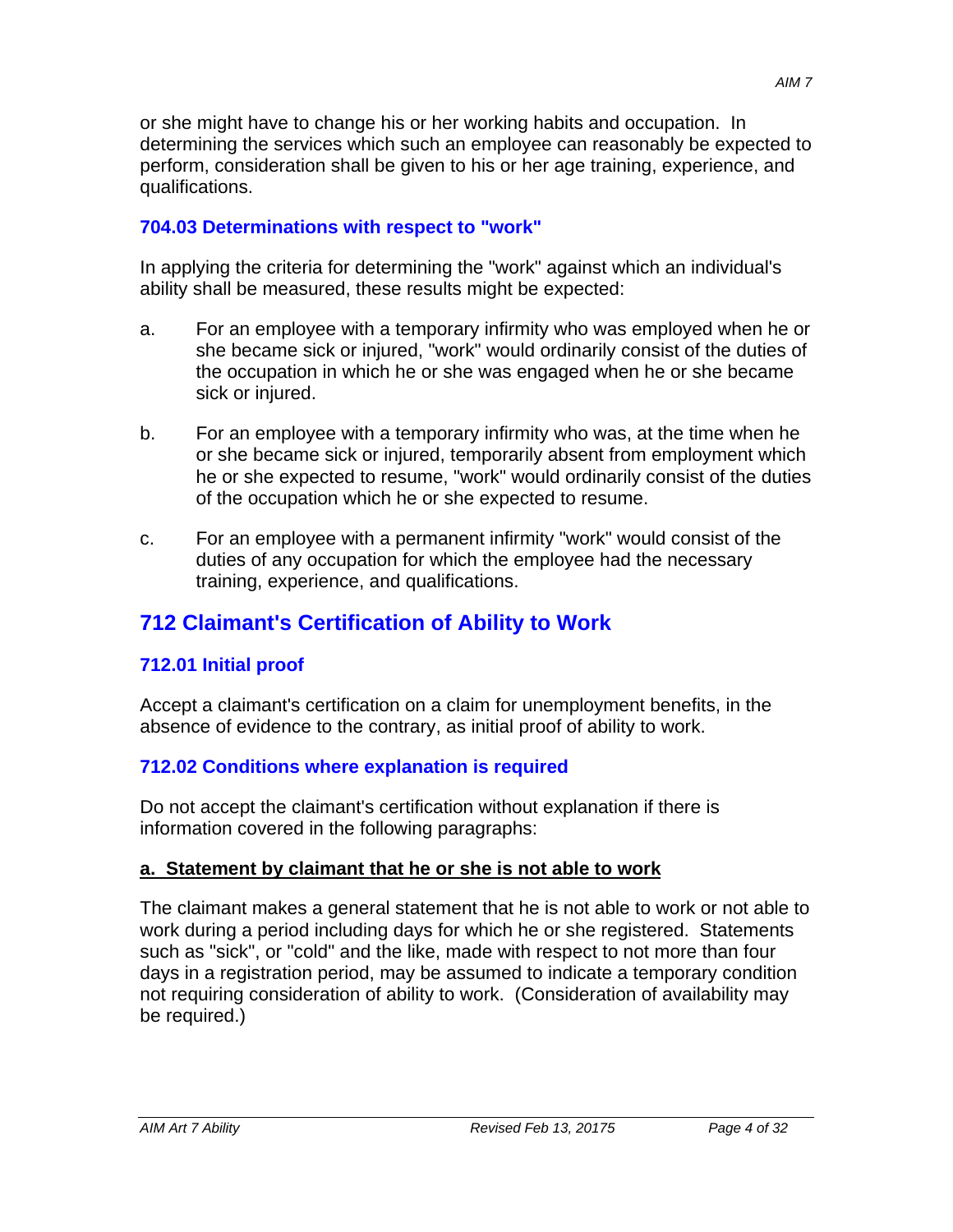or she might have to change his or her working habits and occupation. In determining the services which such an employee can reasonably be expected to perform, consideration shall be given to his or her age training, experience, and qualifications.

### 704.03 Determinations with respect to "work"

In applying the criteria for determining the "work" against which an individual's ability shall be measured, these results might be expected:

a. For an employee with a temporary infirmity who was employed when he or she became sick or injured, "work" would ordinarily consist of the duties of the occupation in which he or she was engaged when he or she became sick or injured.

b. For an employee with a temporary infirmity who was, at the time when he or she became sick or injured, temporarily absent from employment which he or she expected to resume, "work" would ordinarily consist of the duties of the occupation which he or she expected to resume.

c. For an employee with a permanent infirmity "work" would consist of the duties of any occupation for which the employee had the necessary training, experience, and qualifications.

## 712 Claimant's Certification of Ability to Work

### 712.01 Initial proof

Accept a claimant's certification on a claim for unemployment benefits, in the absence of evidence to the contrary, as initial proof of ability to work.

### 712.02 Conditions where explanation is required

Do not accept the claimant's certification without explanation if there is information covered in the following paragraphs:

**a. Statement by claimant that he or she is not able to work**

The claimant makes a general statement that he is not able to work or not able to work during a period including days for which he or she registered. Statements such as "sick", or "cold" and the like, made with respect to not more than four days in a registration period, may be assumed to indicate a temporary condition not requiring consideration of ability to work. (Consideration of availability may be required.)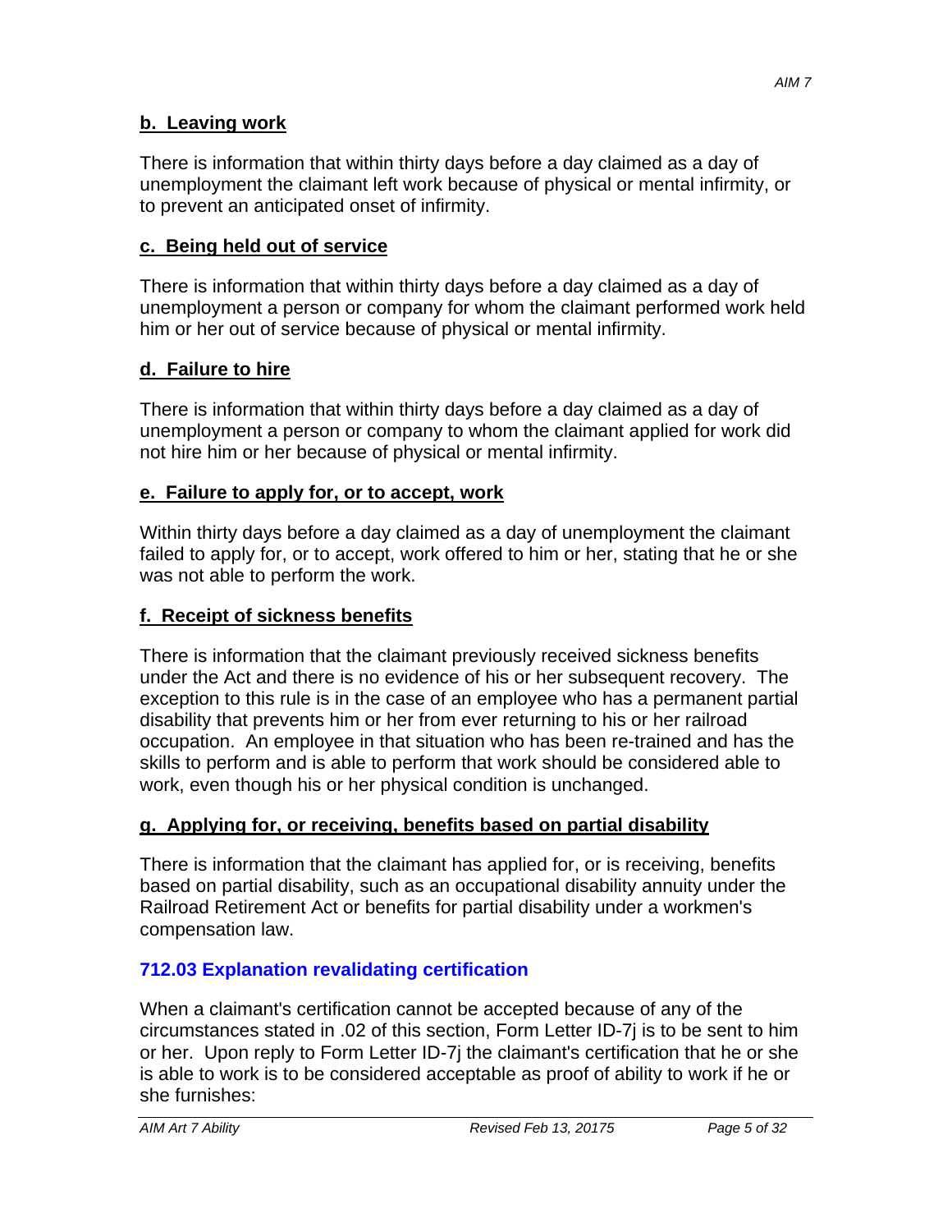**b. Leaving work**

There is information that within thirty days before a day claimed as a day of unemployment the claimant left work because of physical or mental infirmity, or to prevent an anticipated onset of infirmity.

**c. Being held out of service**

There is information that within thirty days before a day claimed as a day of unemployment a person or company for whom the claimant performed work held him or her out of service because of physical or mental infirmity.

**d. Failure to hire**

There is information that within thirty days before a day claimed as a day of unemployment a person or company to whom the claimant applied for work did not hire him or her because of physical or mental infirmity.

**e. Failure to apply for, or to accept, work**

Within thirty days before a day claimed as a day of unemployment the claimant failed to apply for, or to accept, work offered to him or her, stating that he or she was not able to perform the work.

**f. Receipt of sickness benefits**

There is information that the claimant previously received sickness benefits under the Act and there is no evidence of his or her subsequent recovery. The exception to this rule is in the case of an employee who has a permanent partial disability that prevents him or her from ever returning to his or her railroad occupation. An employee in that situation who has been re-trained and has the skills to perform and is able to perform that work should be considered able to work, even though his or her physical condition is unchanged.

**g. Applying for, or receiving, benefits based on partial disability**

There is information that the claimant has applied for, or is receiving, benefits based on partial disability, such as an occupational disability annuity under the Railroad Retirement Act or benefits for partial disability under a workmen's compensation law.

### 712.03 Explanation revalidating certification

When a claimant's certification cannot be accepted because of any of the circumstances stated in .02 of this section, Form Letter ID-7j is to be sent to him or her. Upon reply to Form Letter ID-7j the claimant's certification that he or she is able to work is to be considered acceptable as proof of ability to work if he or she furnishes: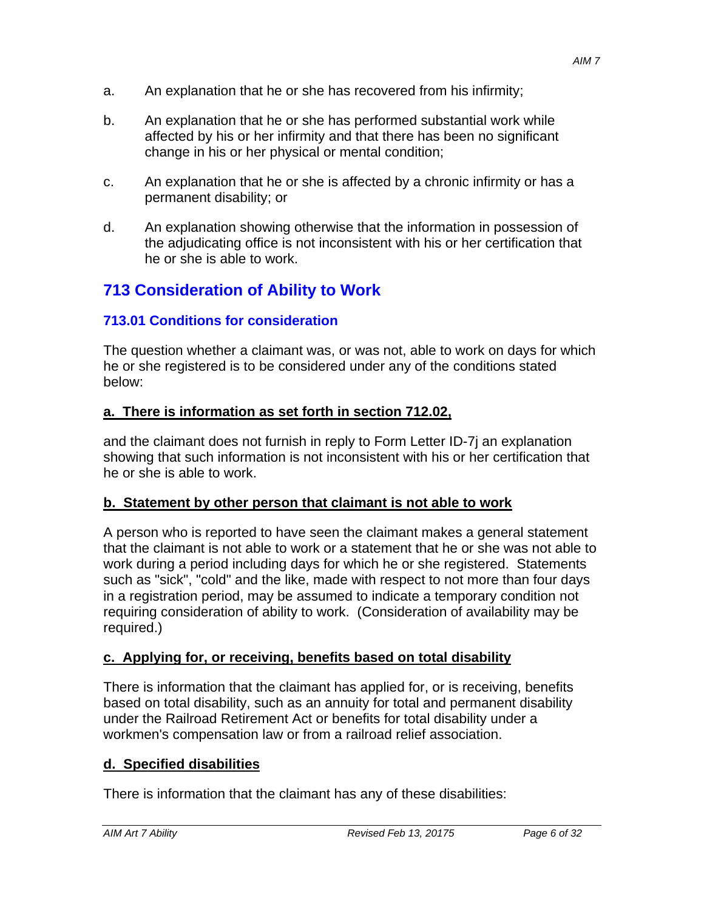a. An explanation that he or she has recovered from his infirmity;

b. An explanation that he or she has performed substantial work while affected by his or her infirmity and that there has been no significant change in his or her physical or mental condition;

c. An explanation that he or she is affected by a chronic infirmity or has a permanent disability; or

d. An explanation showing otherwise that the information in possession of the adjudicating office is not inconsistent with his or her certification that he or she is able to work.

## 713 Consideration of Ability to Work

### 713.01 Conditions for consideration

The question whether a claimant was, or was not, able to work on days for which he or she registered is to be considered under any of the conditions stated below:

**a. There is information as set forth in section 712.02,**

and the claimant does not furnish in reply to Form Letter ID-7j an explanation showing that such information is not inconsistent with his or her certification that he or she is able to work.

**b. Statement by other person that claimant is not able to work**

A person who is reported to have seen the claimant makes a general statement that the claimant is not able to work or a statement that he or she was not able to work during a period including days for which he or she registered. Statements such as "sick", "cold" and the like, made with respect to not more than four days in a registration period, may be assumed to indicate a temporary condition not requiring consideration of ability to work. (Consideration of availability may be required.)

**c. Applying for, or receiving, benefits based on total disability**

There is information that the claimant has applied for, or is receiving, benefits based on total disability, such as an annuity for total and permanent disability under the Railroad Retirement Act or benefits for total disability under a workmen's compensation law or from a railroad relief association.

**d. Specified disabilities**

There is information that the claimant has any of these disabilities: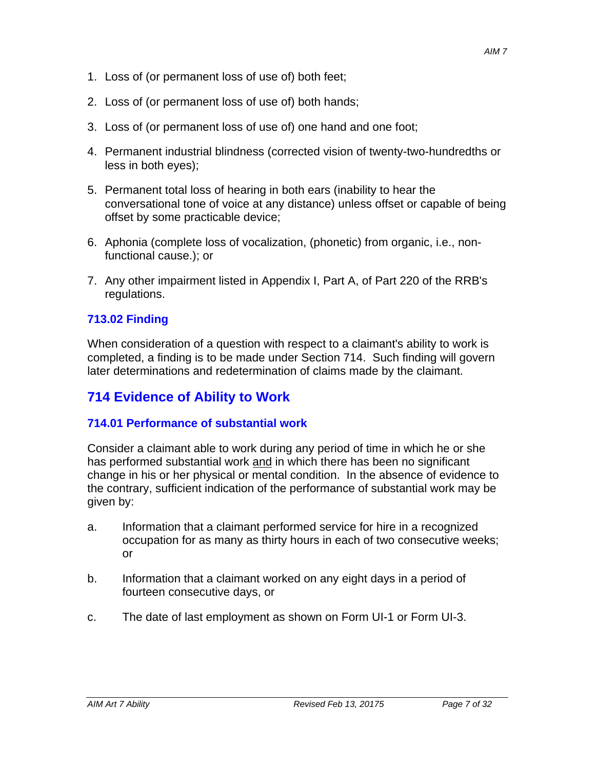1. Loss of (or permanent loss of use of) both feet;

2. Loss of (or permanent loss of use of) both hands;

3. Loss of (or permanent loss of use of) one hand and one foot;

4. Permanent industrial blindness (corrected vision of twenty-two-hundredths or less in both eyes);

5. Permanent total loss of hearing in both ears (inability to hear the conversational tone of voice at any distance) unless offset or capable of being offset by some practicable device;

6. Aphonia (complete loss of vocalization, (phonetic) from organic, i.e., non-functional cause.); or

7. Any other impairment listed in Appendix I, Part A, of Part 220 of the RRB's regulations.

### 713.02 Finding

When consideration of a question with respect to a claimant's ability to work is completed, a finding is to be made under Section 714. Such finding will govern later determinations and redetermination of claims made by the claimant.

## 714 Evidence of Ability to Work

### 714.01 Performance of substantial work

Consider a claimant able to work during any period of time in which he or she has performed substantial work <u>and</u> in which there has been no significant change in his or her physical or mental condition. In the absence of evidence to the contrary, sufficient indication of the performance of substantial work may be given by:

a. Information that a claimant performed service for hire in a recognized occupation for as many as thirty hours in each of two consecutive weeks; or

b. Information that a claimant worked on any eight days in a period of fourteen consecutive days, or

c. The date of last employment as shown on Form UI-1 or Form UI-3.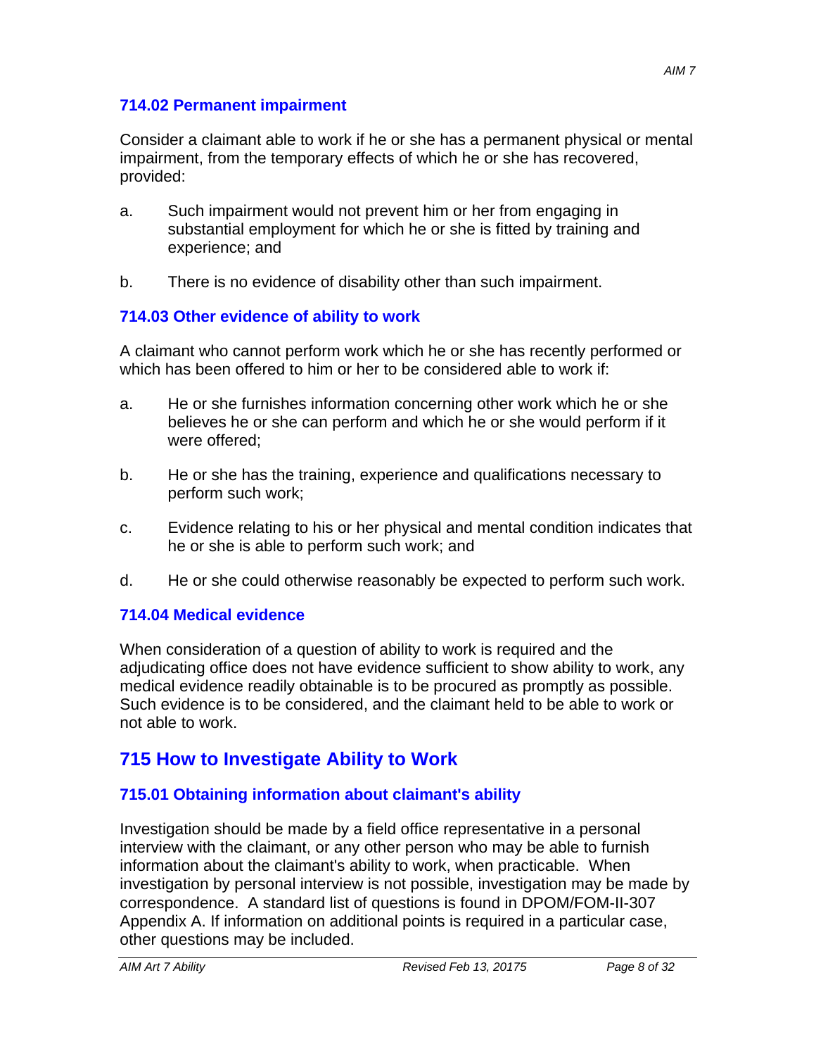### 714.02 Permanent impairment

Consider a claimant able to work if he or she has a permanent physical or mental impairment, from the temporary effects of which he or she has recovered, provided:

a. Such impairment would not prevent him or her from engaging in substantial employment for which he or she is fitted by training and experience; and

b. There is no evidence of disability other than such impairment.

### 714.03 Other evidence of ability to work

A claimant who cannot perform work which he or she has recently performed or which has been offered to him or her to be considered able to work if:

a. He or she furnishes information concerning other work which he or she believes he or she can perform and which he or she would perform if it were offered;

b. He or she has the training, experience and qualifications necessary to perform such work;

c. Evidence relating to his or her physical and mental condition indicates that he or she is able to perform such work; and

d. He or she could otherwise reasonably be expected to perform such work.

### 714.04 Medical evidence

When consideration of a question of ability to work is required and the adjudicating office does not have evidence sufficient to show ability to work, any medical evidence readily obtainable is to be procured as promptly as possible. Such evidence is to be considered, and the claimant held to be able to work or not able to work.

## 715 How to Investigate Ability to Work

### 715.01 Obtaining information about claimant's ability

Investigation should be made by a field office representative in a personal interview with the claimant, or any other person who may be able to furnish information about the claimant's ability to work, when practicable. When investigation by personal interview is not possible, investigation may be made by correspondence. A standard list of questions is found in DPOM/FOM-II-307 Appendix A. If information on additional points is required in a particular case, other questions may be included.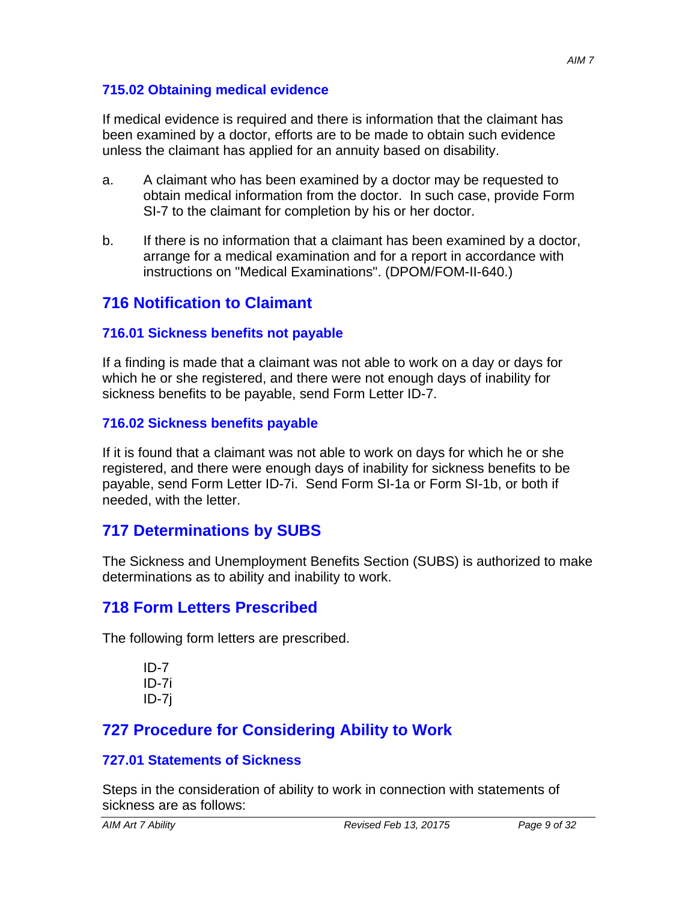### 715.02 Obtaining medical evidence

If medical evidence is required and there is information that the claimant has been examined by a doctor, efforts are to be made to obtain such evidence unless the claimant has applied for an annuity based on disability.

a. A claimant who has been examined by a doctor may be requested to obtain medical information from the doctor. In such case, provide Form SI-7 to the claimant for completion by his or her doctor.

b. If there is no information that a claimant has been examined by a doctor, arrange for a medical examination and for a report in accordance with instructions on "Medical Examinations". (DPOM/FOM-II-640.)

## 716 Notification to Claimant

### 716.01 Sickness benefits not payable

If a finding is made that a claimant was not able to work on a day or days for which he or she registered, and there were not enough days of inability for sickness benefits to be payable, send Form Letter ID-7.

### 716.02 Sickness benefits payable

If it is found that a claimant was not able to work on days for which he or she registered, and there were enough days of inability for sickness benefits to be payable, send Form Letter ID-7i. Send Form SI-1a or Form SI-1b, or both if needed, with the letter.

## 717 Determinations by SUBS

The Sickness and Unemployment Benefits Section (SUBS) is authorized to make determinations as to ability and inability to work.

## 718 Form Letters Prescribed

The following form letters are prescribed.

ID-7
ID-7i
ID-7j

## 727 Procedure for Considering Ability to Work

### 727.01 Statements of Sickness

Steps in the consideration of ability to work in connection with statements of sickness are as follows: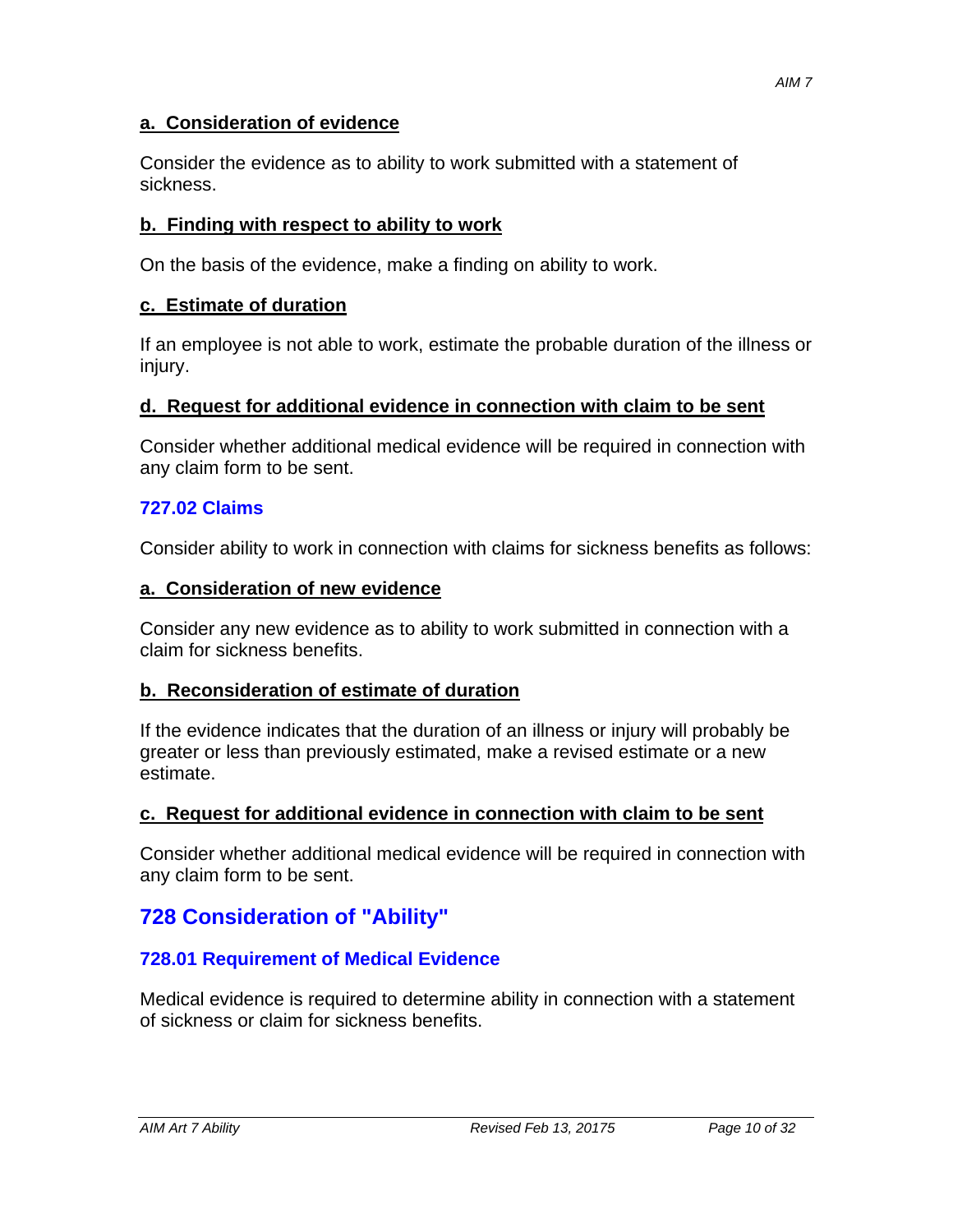**a. Consideration of evidence**

Consider the evidence as to ability to work submitted with a statement of sickness.

**b. Finding with respect to ability to work**

On the basis of the evidence, make a finding on ability to work.

**c. Estimate of duration**

If an employee is not able to work, estimate the probable duration of the illness or injury.

**d. Request for additional evidence in connection with claim to be sent**

Consider whether additional medical evidence will be required in connection with any claim form to be sent.

### 727.02 Claims

Consider ability to work in connection with claims for sickness benefits as follows:

**a. Consideration of new evidence**

Consider any new evidence as to ability to work submitted in connection with a claim for sickness benefits.

**b. Reconsideration of estimate of duration**

If the evidence indicates that the duration of an illness or injury will probably be greater or less than previously estimated, make a revised estimate or a new estimate.

**c. Request for additional evidence in connection with claim to be sent**

Consider whether additional medical evidence will be required in connection with any claim form to be sent.

## 728 Consideration of "Ability"

### 728.01 Requirement of Medical Evidence

Medical evidence is required to determine ability in connection with a statement of sickness or claim for sickness benefits.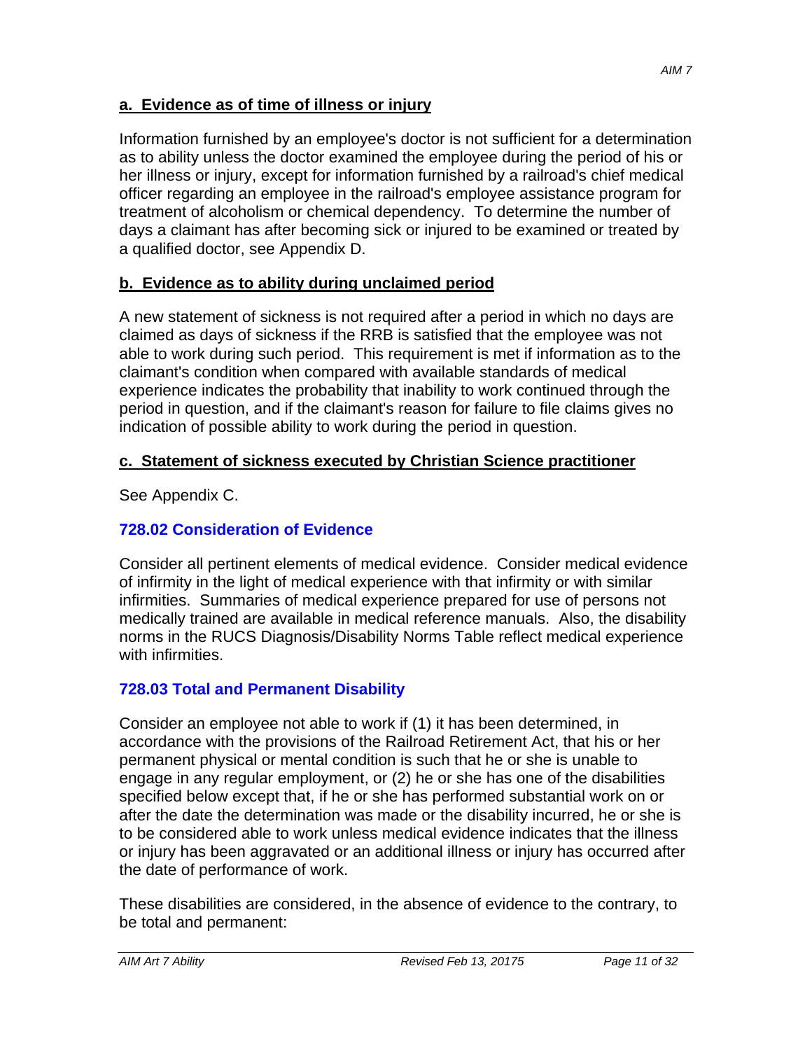#### a. Evidence as of time of illness or injury

Information furnished by an employee's doctor is not sufficient for a determination as to ability unless the doctor examined the employee during the period of his or her illness or injury, except for information furnished by a railroad's chief medical officer regarding an employee in the railroad's employee assistance program for treatment of alcoholism or chemical dependency. To determine the number of days a claimant has after becoming sick or injured to be examined or treated by a qualified doctor, see Appendix D.

#### b. Evidence as to ability during unclaimed period

A new statement of sickness is not required after a period in which no days are claimed as days of sickness if the RRB is satisfied that the employee was not able to work during such period. This requirement is met if information as to the claimant's condition when compared with available standards of medical experience indicates the probability that inability to work continued through the period in question, and if the claimant's reason for failure to file claims gives no indication of possible ability to work during the period in question.

#### c. Statement of sickness executed by Christian Science practitioner

See Appendix C.

### 728.02 Consideration of Evidence

Consider all pertinent elements of medical evidence. Consider medical evidence of infirmity in the light of medical experience with that infirmity or with similar infirmities. Summaries of medical experience prepared for use of persons not medically trained are available in medical reference manuals. Also, the disability norms in the RUCS Diagnosis/Disability Norms Table reflect medical experience with infirmities.

### 728.03 Total and Permanent Disability

Consider an employee not able to work if (1) it has been determined, in accordance with the provisions of the Railroad Retirement Act, that his or her permanent physical or mental condition is such that he or she is unable to engage in any regular employment, or (2) he or she has one of the disabilities specified below except that, if he or she has performed substantial work on or after the date the determination was made or the disability incurred, he or she is to be considered able to work unless medical evidence indicates that the illness or injury has been aggravated or an additional illness or injury has occurred after the date of performance of work.

These disabilities are considered, in the absence of evidence to the contrary, to be total and permanent: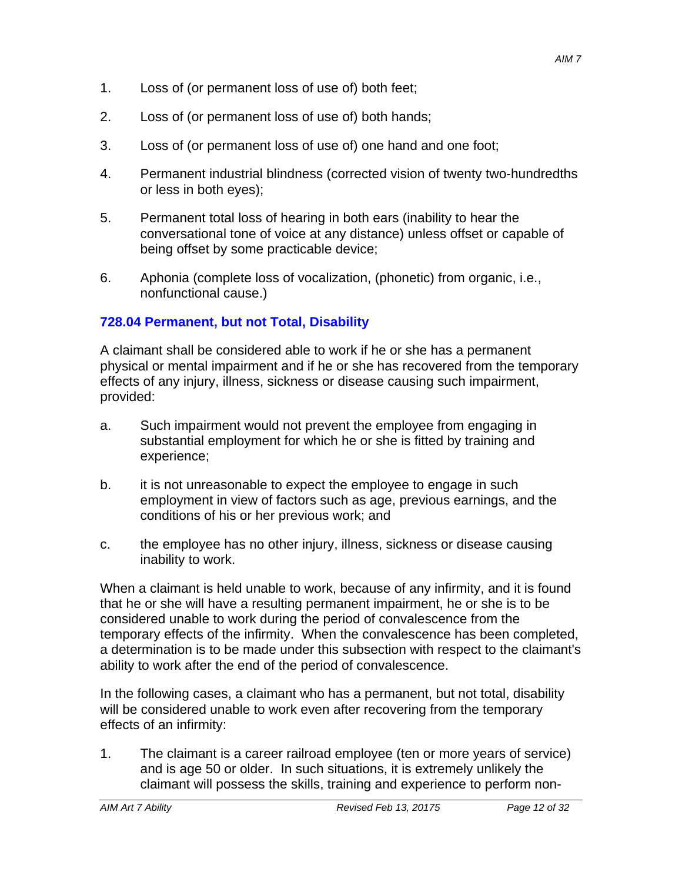1. Loss of (or permanent loss of use of) both feet;

2. Loss of (or permanent loss of use of) both hands;

3. Loss of (or permanent loss of use of) one hand and one foot;

4. Permanent industrial blindness (corrected vision of twenty two-hundredths or less in both eyes);

5. Permanent total loss of hearing in both ears (inability to hear the conversational tone of voice at any distance) unless offset or capable of being offset by some practicable device;

6. Aphonia (complete loss of vocalization, (phonetic) from organic, i.e., nonfunctional cause.)

### 728.04 Permanent, but not Total, Disability

A claimant shall be considered able to work if he or she has a permanent physical or mental impairment and if he or she has recovered from the temporary effects of any injury, illness, sickness or disease causing such impairment, provided:

a. Such impairment would not prevent the employee from engaging in substantial employment for which he or she is fitted by training and experience;

b. it is not unreasonable to expect the employee to engage in such employment in view of factors such as age, previous earnings, and the conditions of his or her previous work; and

c. the employee has no other injury, illness, sickness or disease causing inability to work.

When a claimant is held unable to work, because of any infirmity, and it is found that he or she will have a resulting permanent impairment, he or she is to be considered unable to work during the period of convalescence from the temporary effects of the infirmity. When the convalescence has been completed, a determination is to be made under this subsection with respect to the claimant's ability to work after the end of the period of convalescence.

In the following cases, a claimant who has a permanent, but not total, disability will be considered unable to work even after recovering from the temporary effects of an infirmity:

1. The claimant is a career railroad employee (ten or more years of service) and is age 50 or older. In such situations, it is extremely unlikely the claimant will possess the skills, training and experience to perform non-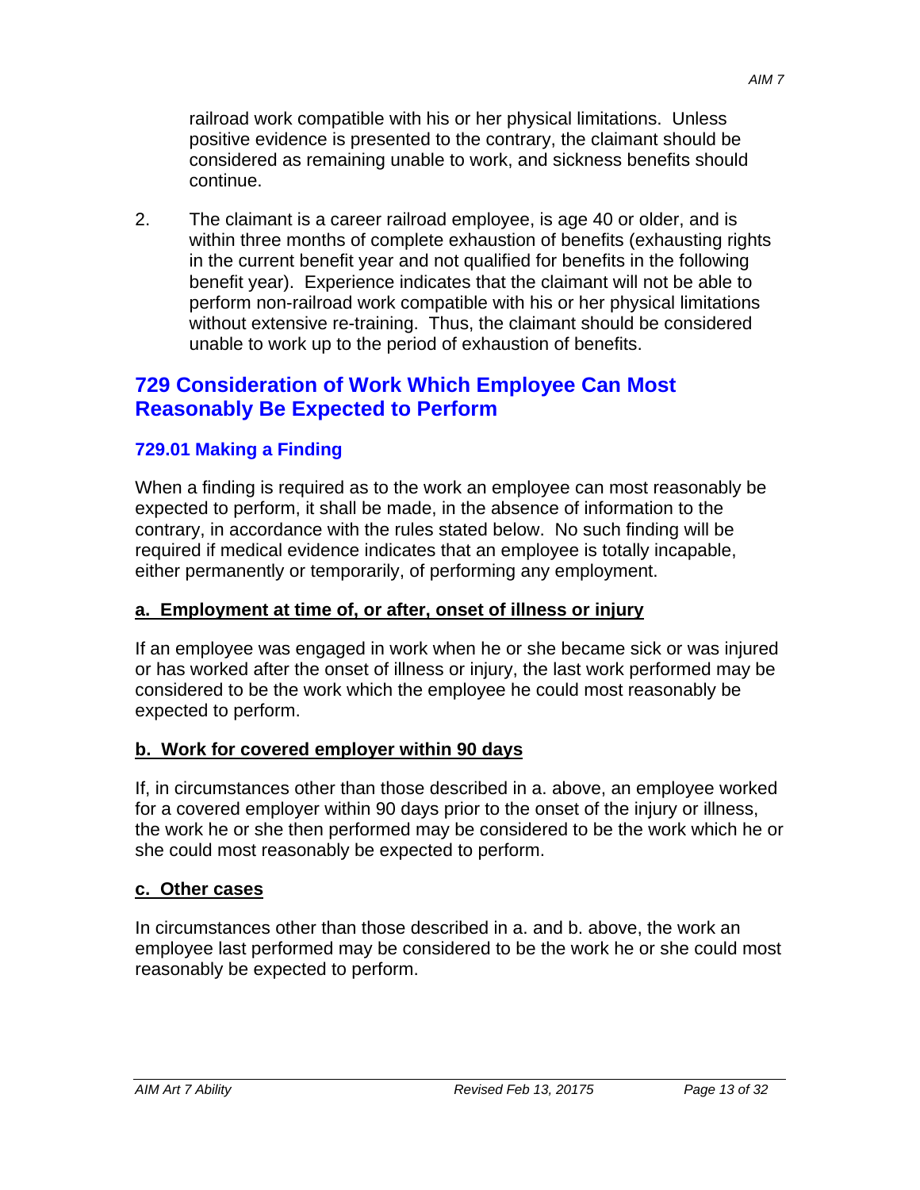railroad work compatible with his or her physical limitations. Unless positive evidence is presented to the contrary, the claimant should be considered as remaining unable to work, and sickness benefits should continue.

2. The claimant is a career railroad employee, is age 40 or older, and is within three months of complete exhaustion of benefits (exhausting rights in the current benefit year and not qualified for benefits in the following benefit year). Experience indicates that the claimant will not be able to perform non-railroad work compatible with his or her physical limitations without extensive re-training. Thus, the claimant should be considered unable to work up to the period of exhaustion of benefits.

## 729 Consideration of Work Which Employee Can Most Reasonably Be Expected to Perform

### 729.01 Making a Finding

When a finding is required as to the work an employee can most reasonably be expected to perform, it shall be made, in the absence of information to the contrary, in accordance with the rules stated below. No such finding will be required if medical evidence indicates that an employee is totally incapable, either permanently or temporarily, of performing any employment.

**a. Employment at time of, or after, onset of illness or injury**

If an employee was engaged in work when he or she became sick or was injured or has worked after the onset of illness or injury, the last work performed may be considered to be the work which the employee he could most reasonably be expected to perform.

**b. Work for covered employer within 90 days**

If, in circumstances other than those described in a. above, an employee worked for a covered employer within 90 days prior to the onset of the injury or illness, the work he or she then performed may be considered to be the work which he or she could most reasonably be expected to perform.

**c. Other cases**

In circumstances other than those described in a. and b. above, the work an employee last performed may be considered to be the work he or she could most reasonably be expected to perform.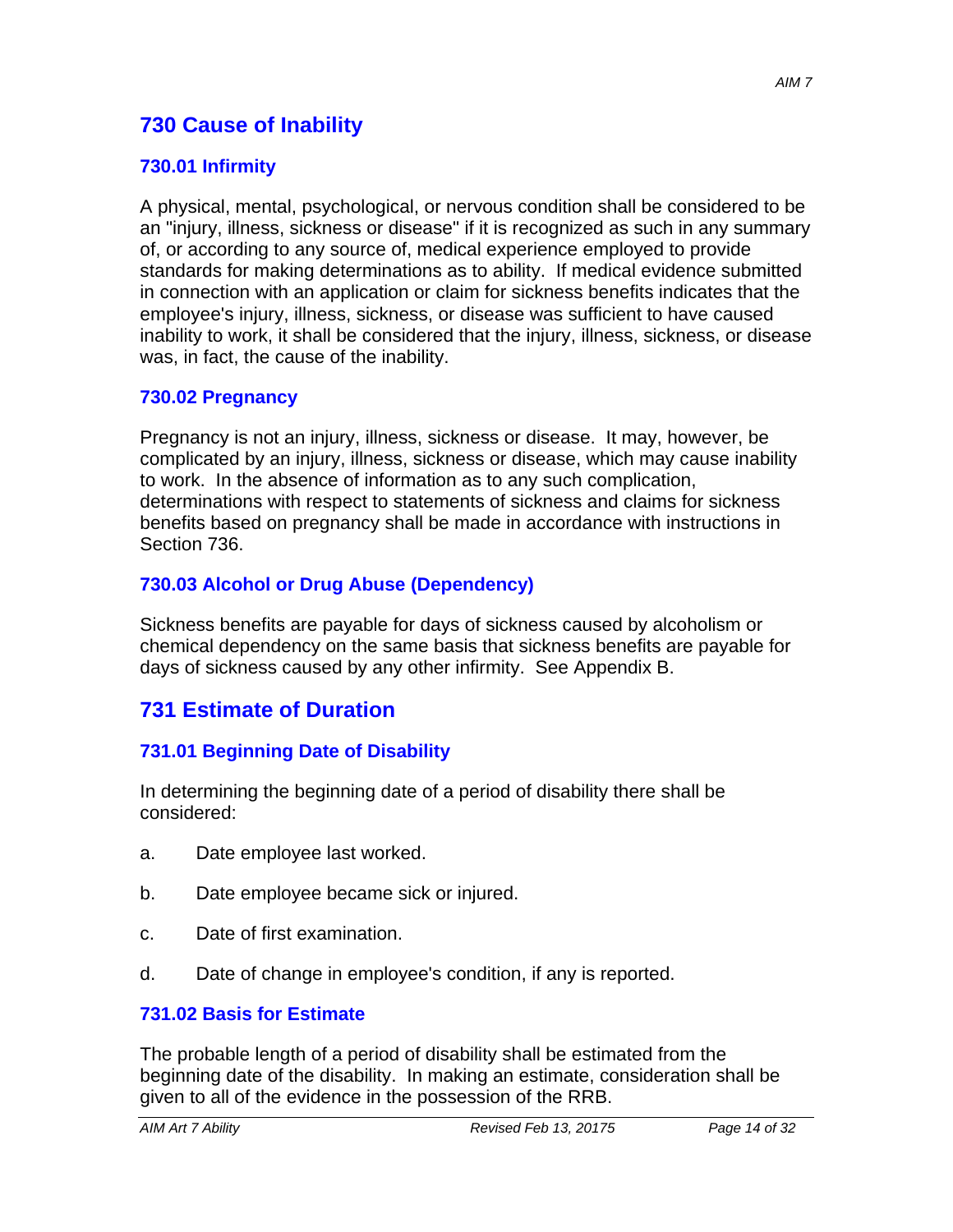## 730 Cause of Inability

### 730.01 Infirmity

A physical, mental, psychological, or nervous condition shall be considered to be an "injury, illness, sickness or disease" if it is recognized as such in any summary of, or according to any source of, medical experience employed to provide standards for making determinations as to ability. If medical evidence submitted in connection with an application or claim for sickness benefits indicates that the employee's injury, illness, sickness, or disease was sufficient to have caused inability to work, it shall be considered that the injury, illness, sickness, or disease was, in fact, the cause of the inability.

### 730.02 Pregnancy

Pregnancy is not an injury, illness, sickness or disease. It may, however, be complicated by an injury, illness, sickness or disease, which may cause inability to work. In the absence of information as to any such complication, determinations with respect to statements of sickness and claims for sickness benefits based on pregnancy shall be made in accordance with instructions in Section 736.

### 730.03 Alcohol or Drug Abuse (Dependency)

Sickness benefits are payable for days of sickness caused by alcoholism or chemical dependency on the same basis that sickness benefits are payable for days of sickness caused by any other infirmity. See Appendix B.

## 731 Estimate of Duration

### 731.01 Beginning Date of Disability

In determining the beginning date of a period of disability there shall be considered:

a. Date employee last worked.

b. Date employee became sick or injured.

c. Date of first examination.

d. Date of change in employee's condition, if any is reported.

### 731.02 Basis for Estimate

The probable length of a period of disability shall be estimated from the beginning date of the disability. In making an estimate, consideration shall be given to all of the evidence in the possession of the RRB.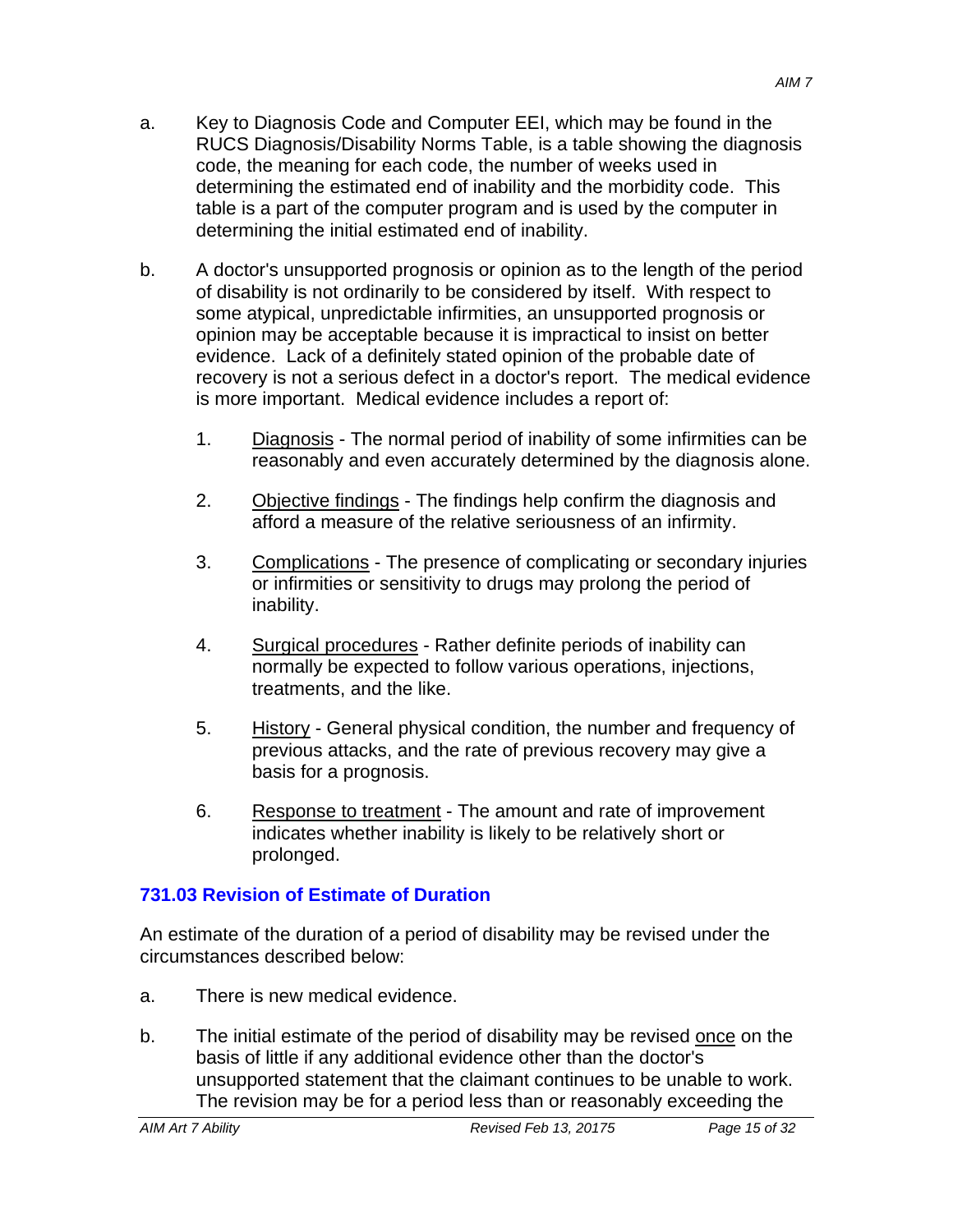a. Key to Diagnosis Code and Computer EEI, which may be found in the RUCS Diagnosis/Disability Norms Table, is a table showing the diagnosis code, the meaning for each code, the number of weeks used in determining the estimated end of inability and the morbidity code. This table is a part of the computer program and is used by the computer in determining the initial estimated end of inability.

b. A doctor's unsupported prognosis or opinion as to the length of the period of disability is not ordinarily to be considered by itself. With respect to some atypical, unpredictable infirmities, an unsupported prognosis or opinion may be acceptable because it is impractical to insist on better evidence. Lack of a definitely stated opinion of the probable date of recovery is not a serious defect in a doctor's report. The medical evidence is more important. Medical evidence includes a report of:

   1. <u>Diagnosis</u> - The normal period of inability of some infirmities can be reasonably and even accurately determined by the diagnosis alone.

   2. <u>Objective findings</u> - The findings help confirm the diagnosis and afford a measure of the relative seriousness of an infirmity.

   3. <u>Complications</u> - The presence of complicating or secondary injuries or infirmities or sensitivity to drugs may prolong the period of inability.

   4. <u>Surgical procedures</u> - Rather definite periods of inability can normally be expected to follow various operations, injections, treatments, and the like.

   5. <u>History</u> - General physical condition, the number and frequency of previous attacks, and the rate of previous recovery may give a basis for a prognosis.

   6. <u>Response to treatment</u> - The amount and rate of improvement indicates whether inability is likely to be relatively short or prolonged.

### 731.03 Revision of Estimate of Duration

An estimate of the duration of a period of disability may be revised under the circumstances described below:

a. There is new medical evidence.

b. The initial estimate of the period of disability may be revised <u>once</u> on the basis of little if any additional evidence other than the doctor's unsupported statement that the claimant continues to be unable to work. The revision may be for a period less than or reasonably exceeding the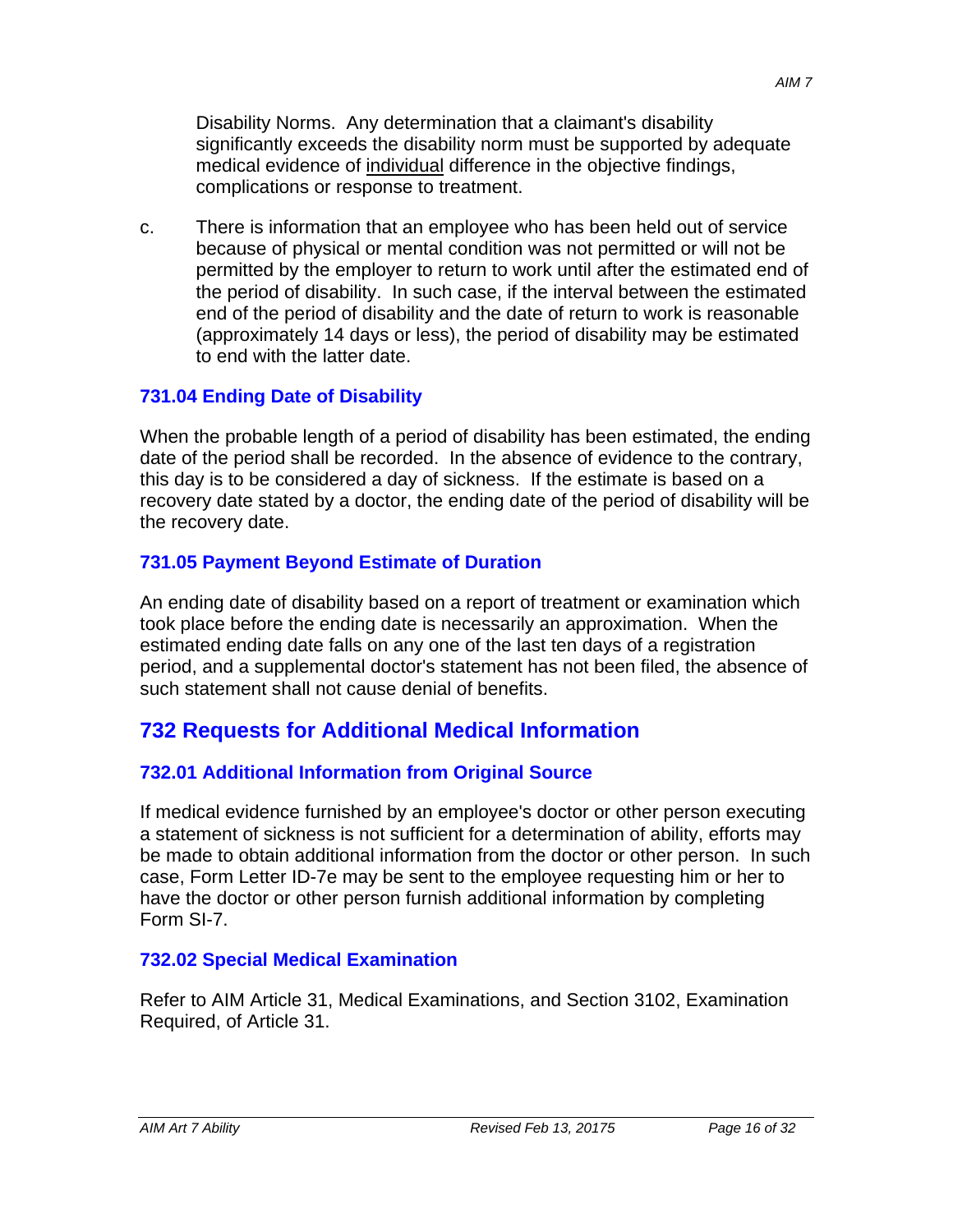Disability Norms. Any determination that a claimant's disability significantly exceeds the disability norm must be supported by adequate medical evidence of <u>individual</u> difference in the objective findings, complications or response to treatment.

c. There is information that an employee who has been held out of service because of physical or mental condition was not permitted or will not be permitted by the employer to return to work until after the estimated end of the period of disability. In such case, if the interval between the estimated end of the period of disability and the date of return to work is reasonable (approximately 14 days or less), the period of disability may be estimated to end with the latter date.

### 731.04 Ending Date of Disability

When the probable length of a period of disability has been estimated, the ending date of the period shall be recorded. In the absence of evidence to the contrary, this day is to be considered a day of sickness. If the estimate is based on a recovery date stated by a doctor, the ending date of the period of disability will be the recovery date.

### 731.05 Payment Beyond Estimate of Duration

An ending date of disability based on a report of treatment or examination which took place before the ending date is necessarily an approximation. When the estimated ending date falls on any one of the last ten days of a registration period, and a supplemental doctor's statement has not been filed, the absence of such statement shall not cause denial of benefits.

## 732 Requests for Additional Medical Information

### 732.01 Additional Information from Original Source

If medical evidence furnished by an employee's doctor or other person executing a statement of sickness is not sufficient for a determination of ability, efforts may be made to obtain additional information from the doctor or other person. In such case, Form Letter ID-7e may be sent to the employee requesting him or her to have the doctor or other person furnish additional information by completing Form SI-7.

### 732.02 Special Medical Examination

Refer to AIM Article 31, Medical Examinations, and Section 3102, Examination Required, of Article 31.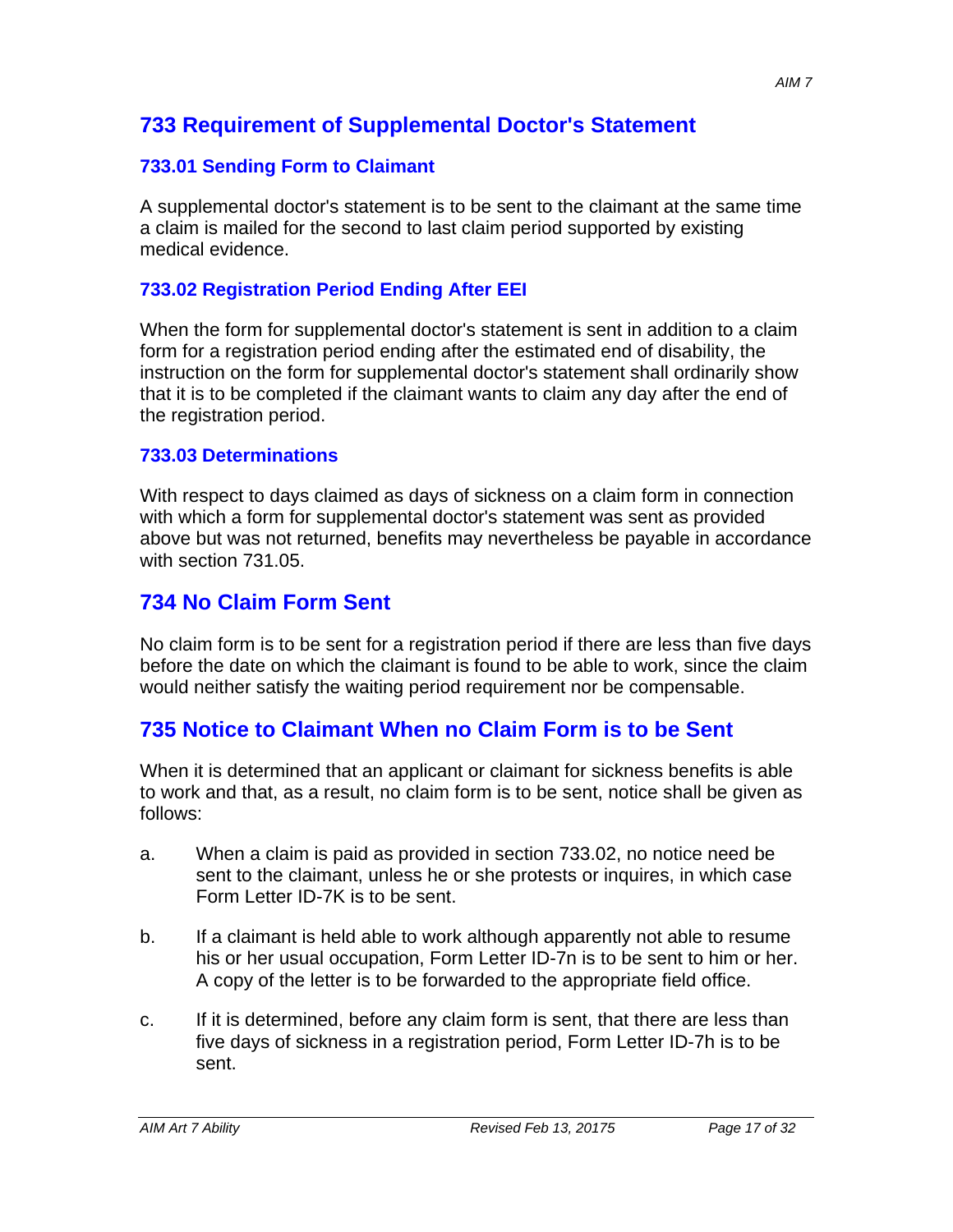## 733 Requirement of Supplemental Doctor's Statement

### 733.01 Sending Form to Claimant

A supplemental doctor's statement is to be sent to the claimant at the same time a claim is mailed for the second to last claim period supported by existing medical evidence.

### 733.02 Registration Period Ending After EEI

When the form for supplemental doctor's statement is sent in addition to a claim form for a registration period ending after the estimated end of disability, the instruction on the form for supplemental doctor's statement shall ordinarily show that it is to be completed if the claimant wants to claim any day after the end of the registration period.

### 733.03 Determinations

With respect to days claimed as days of sickness on a claim form in connection with which a form for supplemental doctor's statement was sent as provided above but was not returned, benefits may nevertheless be payable in accordance with section 731.05.

## 734 No Claim Form Sent

No claim form is to be sent for a registration period if there are less than five days before the date on which the claimant is found to be able to work, since the claim would neither satisfy the waiting period requirement nor be compensable.

## 735 Notice to Claimant When no Claim Form is to be Sent

When it is determined that an applicant or claimant for sickness benefits is able to work and that, as a result, no claim form is to be sent, notice shall be given as follows:

a. When a claim is paid as provided in section 733.02, no notice need be sent to the claimant, unless he or she protests or inquires, in which case Form Letter ID-7K is to be sent.

b. If a claimant is held able to work although apparently not able to resume his or her usual occupation, Form Letter ID-7n is to be sent to him or her. A copy of the letter is to be forwarded to the appropriate field office.

c. If it is determined, before any claim form is sent, that there are less than five days of sickness in a registration period, Form Letter ID-7h is to be sent.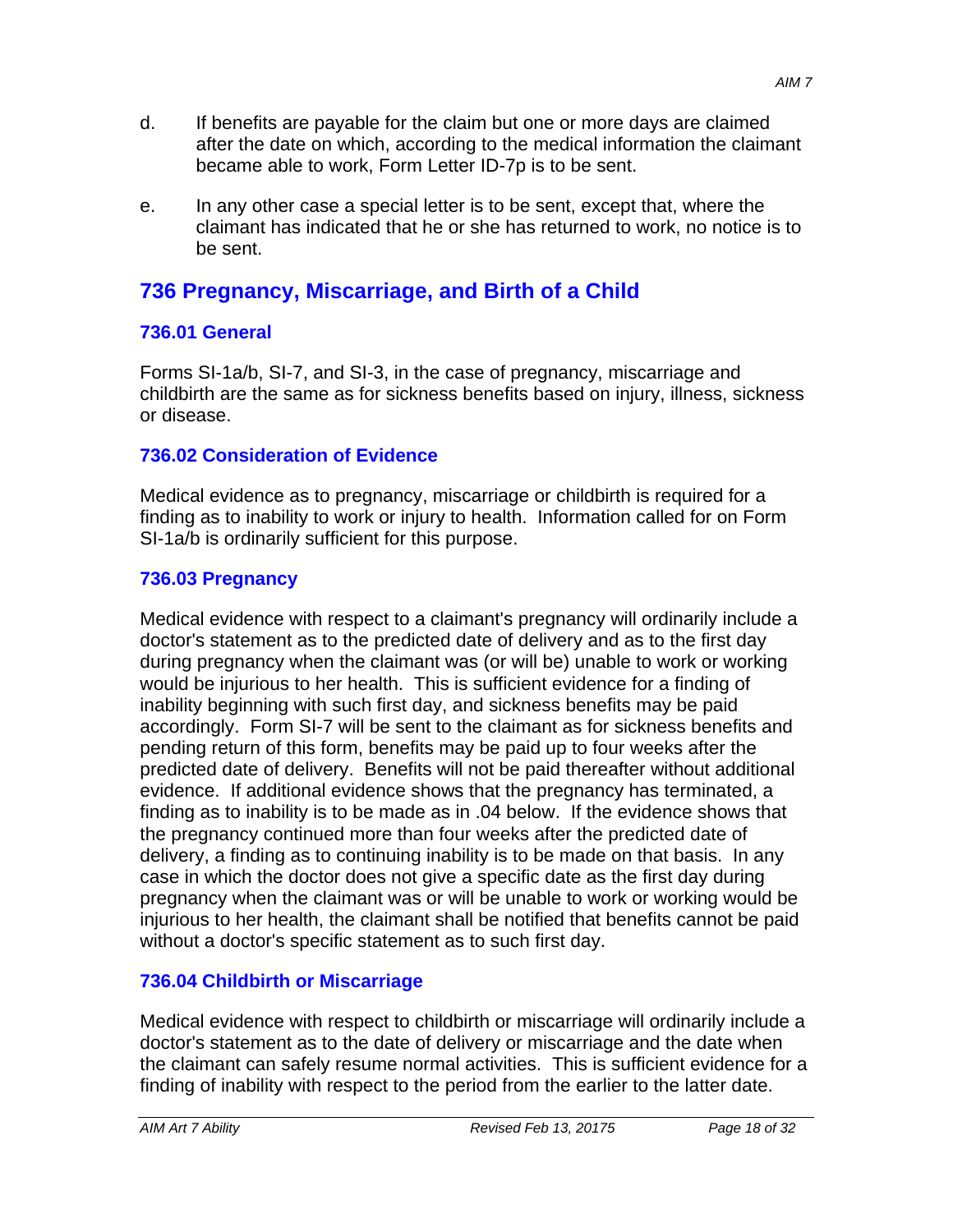d. If benefits are payable for the claim but one or more days are claimed after the date on which, according to the medical information the claimant became able to work, Form Letter ID-7p is to be sent.

e. In any other case a special letter is to be sent, except that, where the claimant has indicated that he or she has returned to work, no notice is to be sent.

## 736 Pregnancy, Miscarriage, and Birth of a Child

### 736.01 General

Forms SI-1a/b, SI-7, and SI-3, in the case of pregnancy, miscarriage and childbirth are the same as for sickness benefits based on injury, illness, sickness or disease.

### 736.02 Consideration of Evidence

Medical evidence as to pregnancy, miscarriage or childbirth is required for a finding as to inability to work or injury to health. Information called for on Form SI-1a/b is ordinarily sufficient for this purpose.

### 736.03 Pregnancy

Medical evidence with respect to a claimant's pregnancy will ordinarily include a doctor's statement as to the predicted date of delivery and as to the first day during pregnancy when the claimant was (or will be) unable to work or working would be injurious to her health. This is sufficient evidence for a finding of inability beginning with such first day, and sickness benefits may be paid accordingly. Form SI-7 will be sent to the claimant as for sickness benefits and pending return of this form, benefits may be paid up to four weeks after the predicted date of delivery. Benefits will not be paid thereafter without additional evidence. If additional evidence shows that the pregnancy has terminated, a finding as to inability is to be made as in .04 below. If the evidence shows that the pregnancy continued more than four weeks after the predicted date of delivery, a finding as to continuing inability is to be made on that basis. In any case in which the doctor does not give a specific date as the first day during pregnancy when the claimant was or will be unable to work or working would be injurious to her health, the claimant shall be notified that benefits cannot be paid without a doctor's specific statement as to such first day.

### 736.04 Childbirth or Miscarriage

Medical evidence with respect to childbirth or miscarriage will ordinarily include a doctor's statement as to the date of delivery or miscarriage and the date when the claimant can safely resume normal activities. This is sufficient evidence for a finding of inability with respect to the period from the earlier to the latter date.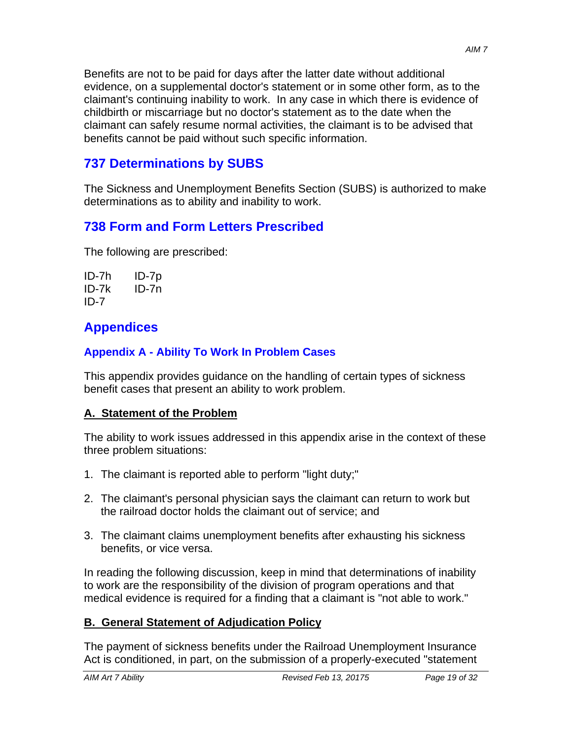Benefits are not to be paid for days after the latter date without additional evidence, on a supplemental doctor's statement or in some other form, as to the claimant's continuing inability to work. In any case in which there is evidence of childbirth or miscarriage but no doctor's statement as to the date when the claimant can safely resume normal activities, the claimant is to be advised that benefits cannot be paid without such specific information.

## 737 Determinations by SUBS

The Sickness and Unemployment Benefits Section (SUBS) is authorized to make determinations as to ability and inability to work.

## 738 Form and Form Letters Prescribed

The following are prescribed:

ID-7h    ID-7p
ID-7k    ID-7n
ID-7

# Appendices

### Appendix A - Ability To Work In Problem Cases

This appendix provides guidance on the handling of certain types of sickness benefit cases that present an ability to work problem.

**A. Statement of the Problem**

The ability to work issues addressed in this appendix arise in the context of these three problem situations:

1. The claimant is reported able to perform "light duty;"

2. The claimant's personal physician says the claimant can return to work but the railroad doctor holds the claimant out of service; and

3. The claimant claims unemployment benefits after exhausting his sickness benefits, or vice versa.

In reading the following discussion, keep in mind that determinations of inability to work are the responsibility of the division of program operations and that medical evidence is required for a finding that a claimant is "not able to work."

**B. General Statement of Adjudication Policy**

The payment of sickness benefits under the Railroad Unemployment Insurance Act is conditioned, in part, on the submission of a properly-executed "statement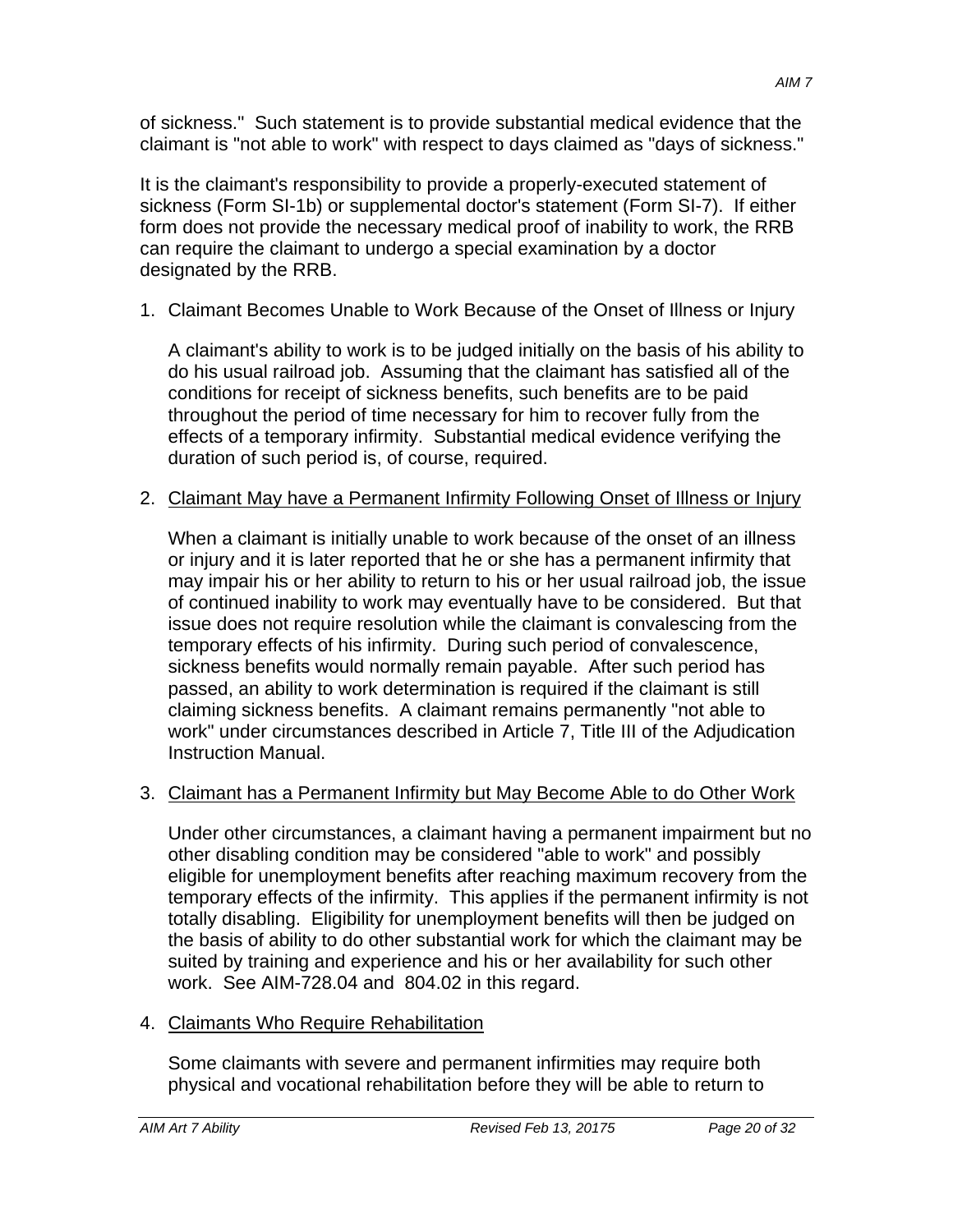of sickness."  Such statement is to provide substantial medical evidence that the claimant is "not able to work" with respect to days claimed as "days of sickness."

It is the claimant's responsibility to provide a properly-executed statement of sickness (Form SI-1b) or supplemental doctor's statement (Form SI-7).  If either form does not provide the necessary medical proof of inability to work, the RRB can require the claimant to undergo a special examination by a doctor designated by the RRB.

1. Claimant Becomes Unable to Work Because of the Onset of Illness or Injury

   A claimant's ability to work is to be judged initially on the basis of his ability to do his usual railroad job.  Assuming that the claimant has satisfied all of the conditions for receipt of sickness benefits, such benefits are to be paid throughout the period of time necessary for him to recover fully from the effects of a temporary infirmity.  Substantial medical evidence verifying the duration of such period is, of course, required.

2. Claimant May have a Permanent Infirmity Following Onset of Illness or Injury

   When a claimant is initially unable to work because of the onset of an illness or injury and it is later reported that he or she has a permanent infirmity that may impair his or her ability to return to his or her usual railroad job, the issue of continued inability to work may eventually have to be considered.  But that issue does not require resolution while the claimant is convalescing from the temporary effects of his infirmity.  During such period of convalescence, sickness benefits would normally remain payable.  After such period has passed, an ability to work determination is required if the claimant is still claiming sickness benefits.  A claimant remains permanently "not able to work" under circumstances described in Article 7, Title III of the Adjudication Instruction Manual.

3. Claimant has a Permanent Infirmity but May Become Able to do Other Work

   Under other circumstances, a claimant having a permanent impairment but no other disabling condition may be considered "able to work" and possibly eligible for unemployment benefits after reaching maximum recovery from the temporary effects of the infirmity.  This applies if the permanent infirmity is not totally disabling.  Eligibility for unemployment benefits will then be judged on the basis of ability to do other substantial work for which the claimant may be suited by training and experience and his or her availability for such other work.  See AIM-728.04 and  804.02 in this regard.

4. Claimants Who Require Rehabilitation

   Some claimants with severe and permanent infirmities may require both physical and vocational rehabilitation before they will be able to return to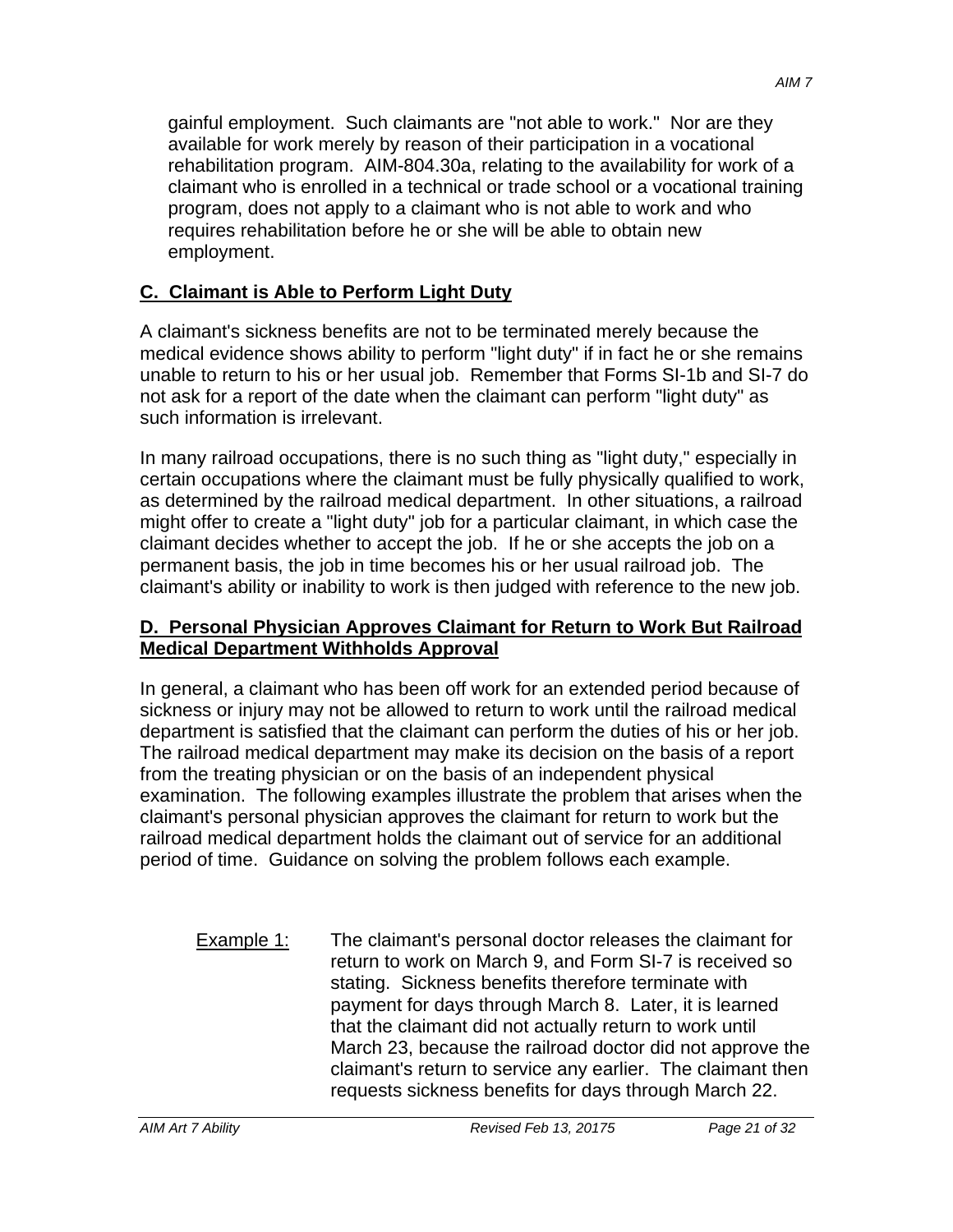gainful employment. Such claimants are "not able to work." Nor are they available for work merely by reason of their participation in a vocational rehabilitation program. AIM-804.30a, relating to the availability for work of a claimant who is enrolled in a technical or trade school or a vocational training program, does not apply to a claimant who is not able to work and who requires rehabilitation before he or she will be able to obtain new employment.

## C. Claimant is Able to Perform Light Duty

A claimant's sickness benefits are not to be terminated merely because the medical evidence shows ability to perform "light duty" if in fact he or she remains unable to return to his or her usual job. Remember that Forms SI-1b and SI-7 do not ask for a report of the date when the claimant can perform "light duty" as such information is irrelevant.

In many railroad occupations, there is no such thing as "light duty," especially in certain occupations where the claimant must be fully physically qualified to work, as determined by the railroad medical department. In other situations, a railroad might offer to create a "light duty" job for a particular claimant, in which case the claimant decides whether to accept the job. If he or she accepts the job on a permanent basis, the job in time becomes his or her usual railroad job. The claimant's ability or inability to work is then judged with reference to the new job.

## D. Personal Physician Approves Claimant for Return to Work But Railroad Medical Department Withholds Approval

In general, a claimant who has been off work for an extended period because of sickness or injury may not be allowed to return to work until the railroad medical department is satisfied that the claimant can perform the duties of his or her job. The railroad medical department may make its decision on the basis of a report from the treating physician or on the basis of an independent physical examination. The following examples illustrate the problem that arises when the claimant's personal physician approves the claimant for return to work but the railroad medical department holds the claimant out of service for an additional period of time. Guidance on solving the problem follows each example.

Example 1: The claimant's personal doctor releases the claimant for return to work on March 9, and Form SI-7 is received so stating. Sickness benefits therefore terminate with payment for days through March 8. Later, it is learned that the claimant did not actually return to work until March 23, because the railroad doctor did not approve the claimant's return to service any earlier. The claimant then requests sickness benefits for days through March 22.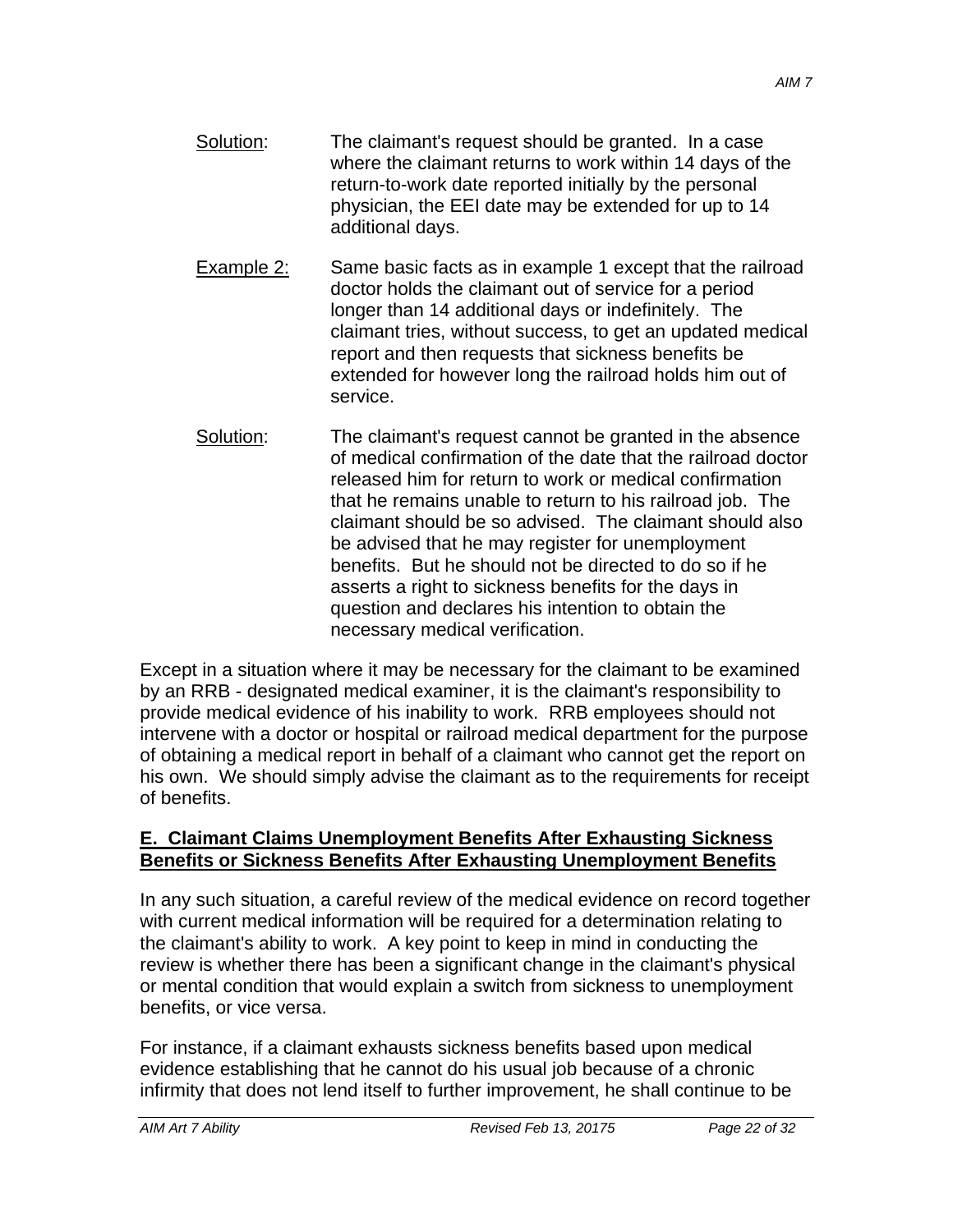Solution: The claimant's request should be granted. In a case where the claimant returns to work within 14 days of the return-to-work date reported initially by the personal physician, the EEI date may be extended for up to 14 additional days.

Example 2: Same basic facts as in example 1 except that the railroad doctor holds the claimant out of service for a period longer than 14 additional days or indefinitely. The claimant tries, without success, to get an updated medical report and then requests that sickness benefits be extended for however long the railroad holds him out of service.

Solution: The claimant's request cannot be granted in the absence of medical confirmation of the date that the railroad doctor released him for return to work or medical confirmation that he remains unable to return to his railroad job. The claimant should be so advised. The claimant should also be advised that he may register for unemployment benefits. But he should not be directed to do so if he asserts a right to sickness benefits for the days in question and declares his intention to obtain the necessary medical verification.

Except in a situation where it may be necessary for the claimant to be examined by an RRB - designated medical examiner, it is the claimant's responsibility to provide medical evidence of his inability to work. RRB employees should not intervene with a doctor or hospital or railroad medical department for the purpose of obtaining a medical report in behalf of a claimant who cannot get the report on his own. We should simply advise the claimant as to the requirements for receipt of benefits.

## E. Claimant Claims Unemployment Benefits After Exhausting Sickness Benefits or Sickness Benefits After Exhausting Unemployment Benefits

In any such situation, a careful review of the medical evidence on record together with current medical information will be required for a determination relating to the claimant's ability to work. A key point to keep in mind in conducting the review is whether there has been a significant change in the claimant's physical or mental condition that would explain a switch from sickness to unemployment benefits, or vice versa.

For instance, if a claimant exhausts sickness benefits based upon medical evidence establishing that he cannot do his usual job because of a chronic infirmity that does not lend itself to further improvement, he shall continue to be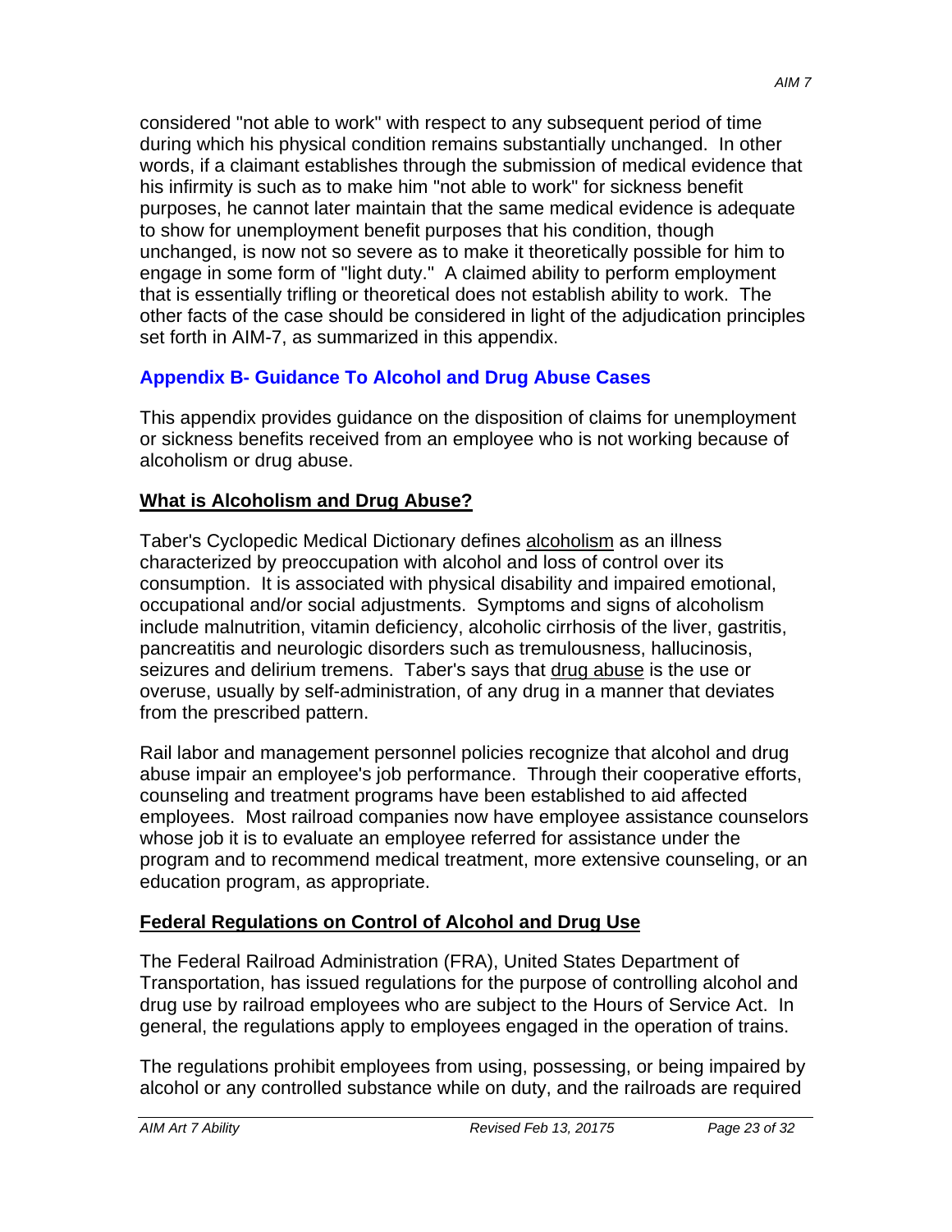considered "not able to work" with respect to any subsequent period of time during which his physical condition remains substantially unchanged. In other words, if a claimant establishes through the submission of medical evidence that his infirmity is such as to make him "not able to work" for sickness benefit purposes, he cannot later maintain that the same medical evidence is adequate to show for unemployment benefit purposes that his condition, though unchanged, is now not so severe as to make it theoretically possible for him to engage in some form of "light duty." A claimed ability to perform employment that is essentially trifling or theoretical does not establish ability to work. The other facts of the case should be considered in light of the adjudication principles set forth in AIM-7, as summarized in this appendix.

## Appendix B- Guidance To Alcohol and Drug Abuse Cases

This appendix provides guidance on the disposition of claims for unemployment or sickness benefits received from an employee who is not working because of alcoholism or drug abuse.

### What is Alcoholism and Drug Abuse?

Taber's Cyclopedic Medical Dictionary defines alcoholism as an illness characterized by preoccupation with alcohol and loss of control over its consumption. It is associated with physical disability and impaired emotional, occupational and/or social adjustments. Symptoms and signs of alcoholism include malnutrition, vitamin deficiency, alcoholic cirrhosis of the liver, gastritis, pancreatitis and neurologic disorders such as tremulousness, hallucinosis, seizures and delirium tremens. Taber's says that drug abuse is the use or overuse, usually by self-administration, of any drug in a manner that deviates from the prescribed pattern.

Rail labor and management personnel policies recognize that alcohol and drug abuse impair an employee's job performance. Through their cooperative efforts, counseling and treatment programs have been established to aid affected employees. Most railroad companies now have employee assistance counselors whose job it is to evaluate an employee referred for assistance under the program and to recommend medical treatment, more extensive counseling, or an education program, as appropriate.

### Federal Regulations on Control of Alcohol and Drug Use

The Federal Railroad Administration (FRA), United States Department of Transportation, has issued regulations for the purpose of controlling alcohol and drug use by railroad employees who are subject to the Hours of Service Act. In general, the regulations apply to employees engaged in the operation of trains.

The regulations prohibit employees from using, possessing, or being impaired by alcohol or any controlled substance while on duty, and the railroads are required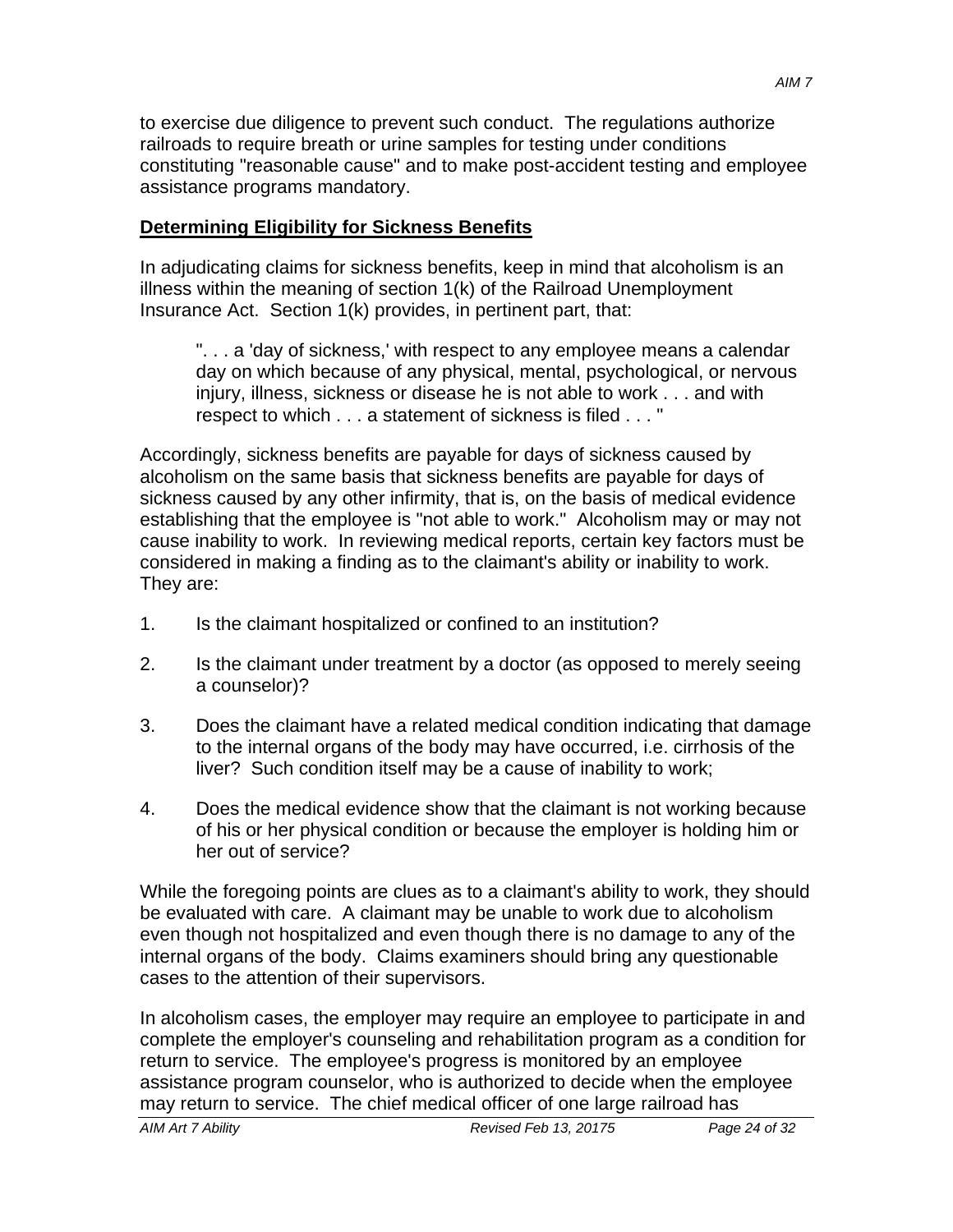to exercise due diligence to prevent such conduct.  The regulations authorize railroads to require breath or urine samples for testing under conditions constituting "reasonable cause" and to make post-accident testing and employee assistance programs mandatory.

## Determining Eligibility for Sickness Benefits

In adjudicating claims for sickness benefits, keep in mind that alcoholism is an illness within the meaning of section 1(k) of the Railroad Unemployment Insurance Act.  Section 1(k) provides, in pertinent part, that:

> ". . . a 'day of sickness,' with respect to any employee means a calendar day on which because of any physical, mental, psychological, or nervous injury, illness, sickness or disease he is not able to work . . . and with respect to which . . . a statement of sickness is filed . . . "

Accordingly, sickness benefits are payable for days of sickness caused by alcoholism on the same basis that sickness benefits are payable for days of sickness caused by any other infirmity, that is, on the basis of medical evidence establishing that the employee is "not able to work."  Alcoholism may or may not cause inability to work.  In reviewing medical reports, certain key factors must be considered in making a finding as to the claimant's ability or inability to work. They are:

1. Is the claimant hospitalized or confined to an institution?
2. Is the claimant under treatment by a doctor (as opposed to merely seeing a counselor)?
3. Does the claimant have a related medical condition indicating that damage to the internal organs of the body may have occurred, i.e. cirrhosis of the liver?  Such condition itself may be a cause of inability to work;
4. Does the medical evidence show that the claimant is not working because of his or her physical condition or because the employer is holding him or her out of service?

While the foregoing points are clues as to a claimant's ability to work, they should be evaluated with care.  A claimant may be unable to work due to alcoholism even though not hospitalized and even though there is no damage to any of the internal organs of the body.  Claims examiners should bring any questionable cases to the attention of their supervisors.

In alcoholism cases, the employer may require an employee to participate in and complete the employer's counseling and rehabilitation program as a condition for return to service.  The employee's progress is monitored by an employee assistance program counselor, who is authorized to decide when the employee may return to service.  The chief medical officer of one large railroad has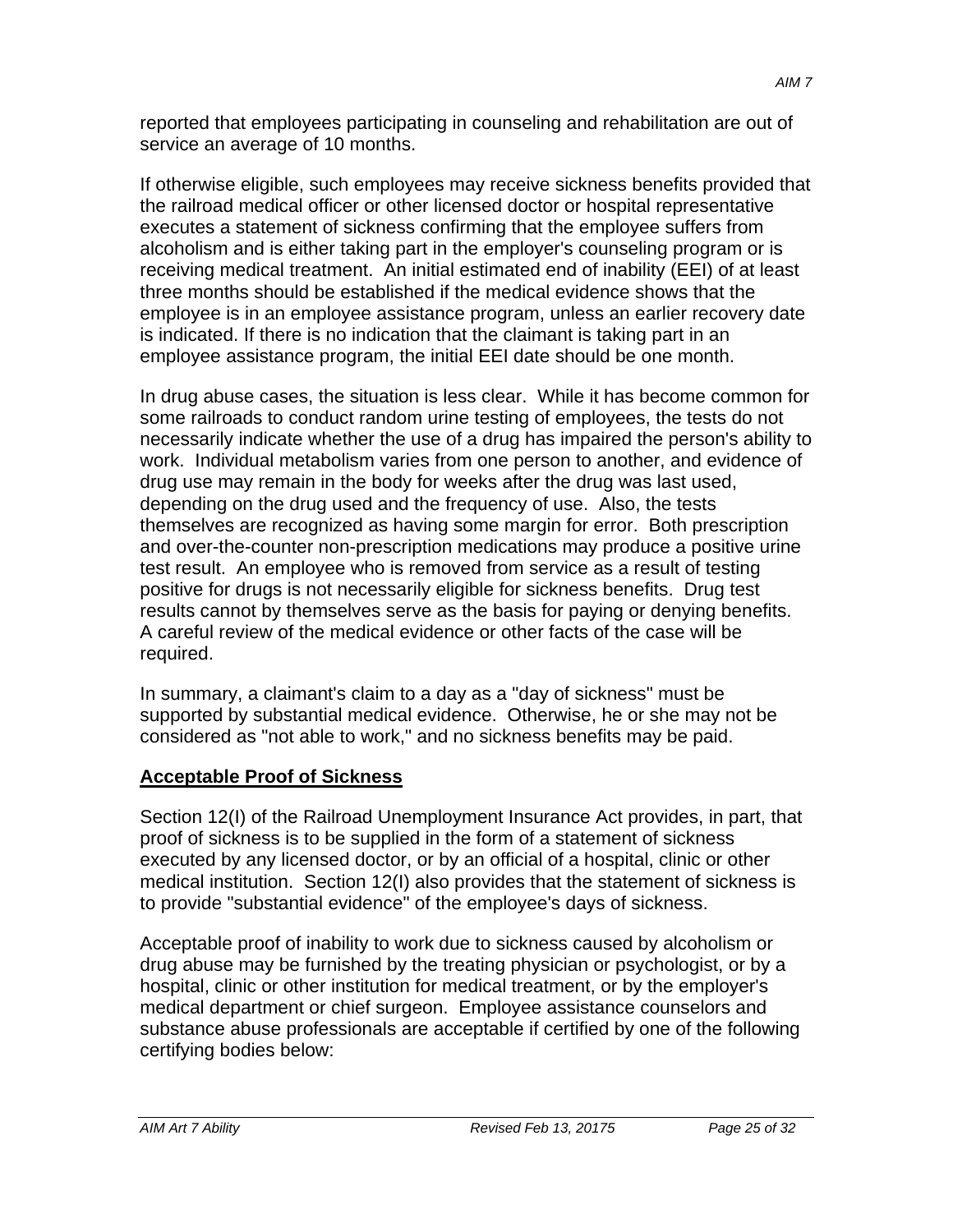reported that employees participating in counseling and rehabilitation are out of service an average of 10 months.

If otherwise eligible, such employees may receive sickness benefits provided that the railroad medical officer or other licensed doctor or hospital representative executes a statement of sickness confirming that the employee suffers from alcoholism and is either taking part in the employer's counseling program or is receiving medical treatment. An initial estimated end of inability (EEI) of at least three months should be established if the medical evidence shows that the employee is in an employee assistance program, unless an earlier recovery date is indicated. If there is no indication that the claimant is taking part in an employee assistance program, the initial EEI date should be one month.

In drug abuse cases, the situation is less clear. While it has become common for some railroads to conduct random urine testing of employees, the tests do not necessarily indicate whether the use of a drug has impaired the person's ability to work. Individual metabolism varies from one person to another, and evidence of drug use may remain in the body for weeks after the drug was last used, depending on the drug used and the frequency of use. Also, the tests themselves are recognized as having some margin for error. Both prescription and over-the-counter non-prescription medications may produce a positive urine test result. An employee who is removed from service as a result of testing positive for drugs is not necessarily eligible for sickness benefits. Drug test results cannot by themselves serve as the basis for paying or denying benefits. A careful review of the medical evidence or other facts of the case will be required.

In summary, a claimant's claim to a day as a "day of sickness" must be supported by substantial medical evidence. Otherwise, he or she may not be considered as "not able to work," and no sickness benefits may be paid.

## Acceptable Proof of Sickness

Section 12(I) of the Railroad Unemployment Insurance Act provides, in part, that proof of sickness is to be supplied in the form of a statement of sickness executed by any licensed doctor, or by an official of a hospital, clinic or other medical institution. Section 12(I) also provides that the statement of sickness is to provide "substantial evidence" of the employee's days of sickness.

Acceptable proof of inability to work due to sickness caused by alcoholism or drug abuse may be furnished by the treating physician or psychologist, or by a hospital, clinic or other institution for medical treatment, or by the employer's medical department or chief surgeon. Employee assistance counselors and substance abuse professionals are acceptable if certified by one of the following certifying bodies below: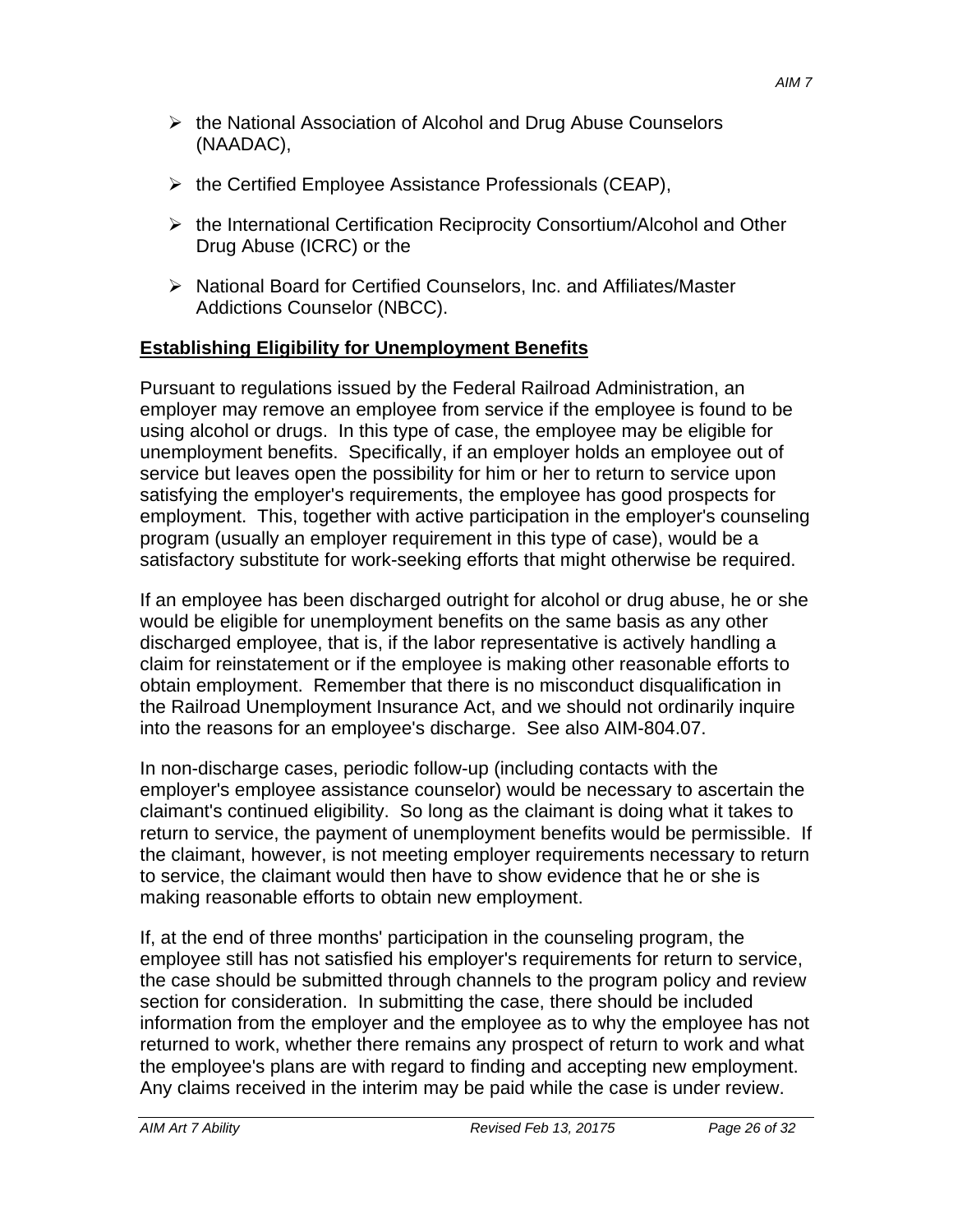- the National Association of Alcohol and Drug Abuse Counselors (NAADAC),
- the Certified Employee Assistance Professionals (CEAP),
- the International Certification Reciprocity Consortium/Alcohol and Other Drug Abuse (ICRC) or the
- National Board for Certified Counselors, Inc. and Affiliates/Master Addictions Counselor (NBCC).

## Establishing Eligibility for Unemployment Benefits

Pursuant to regulations issued by the Federal Railroad Administration, an employer may remove an employee from service if the employee is found to be using alcohol or drugs. In this type of case, the employee may be eligible for unemployment benefits. Specifically, if an employer holds an employee out of service but leaves open the possibility for him or her to return to service upon satisfying the employer's requirements, the employee has good prospects for employment. This, together with active participation in the employer's counseling program (usually an employer requirement in this type of case), would be a satisfactory substitute for work-seeking efforts that might otherwise be required.

If an employee has been discharged outright for alcohol or drug abuse, he or she would be eligible for unemployment benefits on the same basis as any other discharged employee, that is, if the labor representative is actively handling a claim for reinstatement or if the employee is making other reasonable efforts to obtain employment. Remember that there is no misconduct disqualification in the Railroad Unemployment Insurance Act, and we should not ordinarily inquire into the reasons for an employee's discharge. See also AIM-804.07.

In non-discharge cases, periodic follow-up (including contacts with the employer's employee assistance counselor) would be necessary to ascertain the claimant's continued eligibility. So long as the claimant is doing what it takes to return to service, the payment of unemployment benefits would be permissible. If the claimant, however, is not meeting employer requirements necessary to return to service, the claimant would then have to show evidence that he or she is making reasonable efforts to obtain new employment.

If, at the end of three months' participation in the counseling program, the employee still has not satisfied his employer's requirements for return to service, the case should be submitted through channels to the program policy and review section for consideration. In submitting the case, there should be included information from the employer and the employee as to why the employee has not returned to work, whether there remains any prospect of return to work and what the employee's plans are with regard to finding and accepting new employment. Any claims received in the interim may be paid while the case is under review.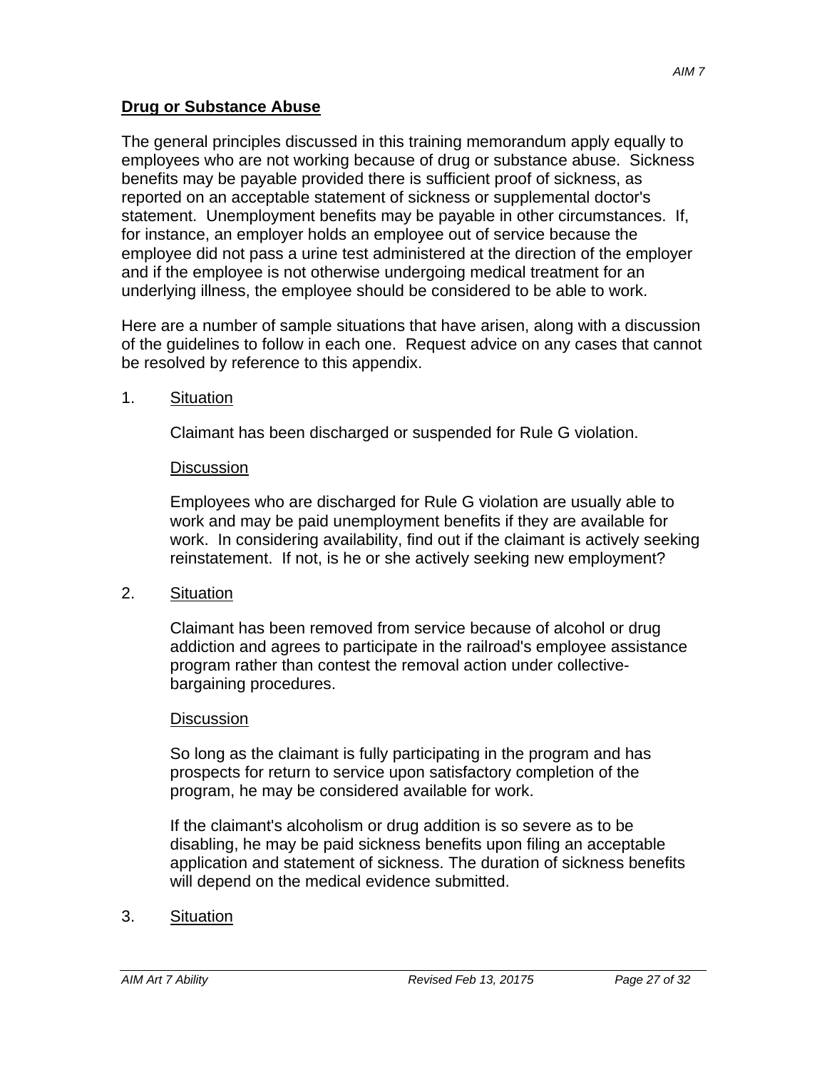## Drug or Substance Abuse

The general principles discussed in this training memorandum apply equally to employees who are not working because of drug or substance abuse. Sickness benefits may be payable provided there is sufficient proof of sickness, as reported on an acceptable statement of sickness or supplemental doctor's statement. Unemployment benefits may be payable in other circumstances. If, for instance, an employer holds an employee out of service because the employee did not pass a urine test administered at the direction of the employer and if the employee is not otherwise undergoing medical treatment for an underlying illness, the employee should be considered to be able to work.

Here are a number of sample situations that have arisen, along with a discussion of the guidelines to follow in each one. Request advice on any cases that cannot be resolved by reference to this appendix.

1. Situation

   Claimant has been discharged or suspended for Rule G violation.

   Discussion

   Employees who are discharged for Rule G violation are usually able to work and may be paid unemployment benefits if they are available for work. In considering availability, find out if the claimant is actively seeking reinstatement. If not, is he or she actively seeking new employment?

2. Situation

   Claimant has been removed from service because of alcohol or drug addiction and agrees to participate in the railroad's employee assistance program rather than contest the removal action under collective-bargaining procedures.

   Discussion

   So long as the claimant is fully participating in the program and has prospects for return to service upon satisfactory completion of the program, he may be considered available for work.

   If the claimant's alcoholism or drug addition is so severe as to be disabling, he may be paid sickness benefits upon filing an acceptable application and statement of sickness. The duration of sickness benefits will depend on the medical evidence submitted.

3. Situation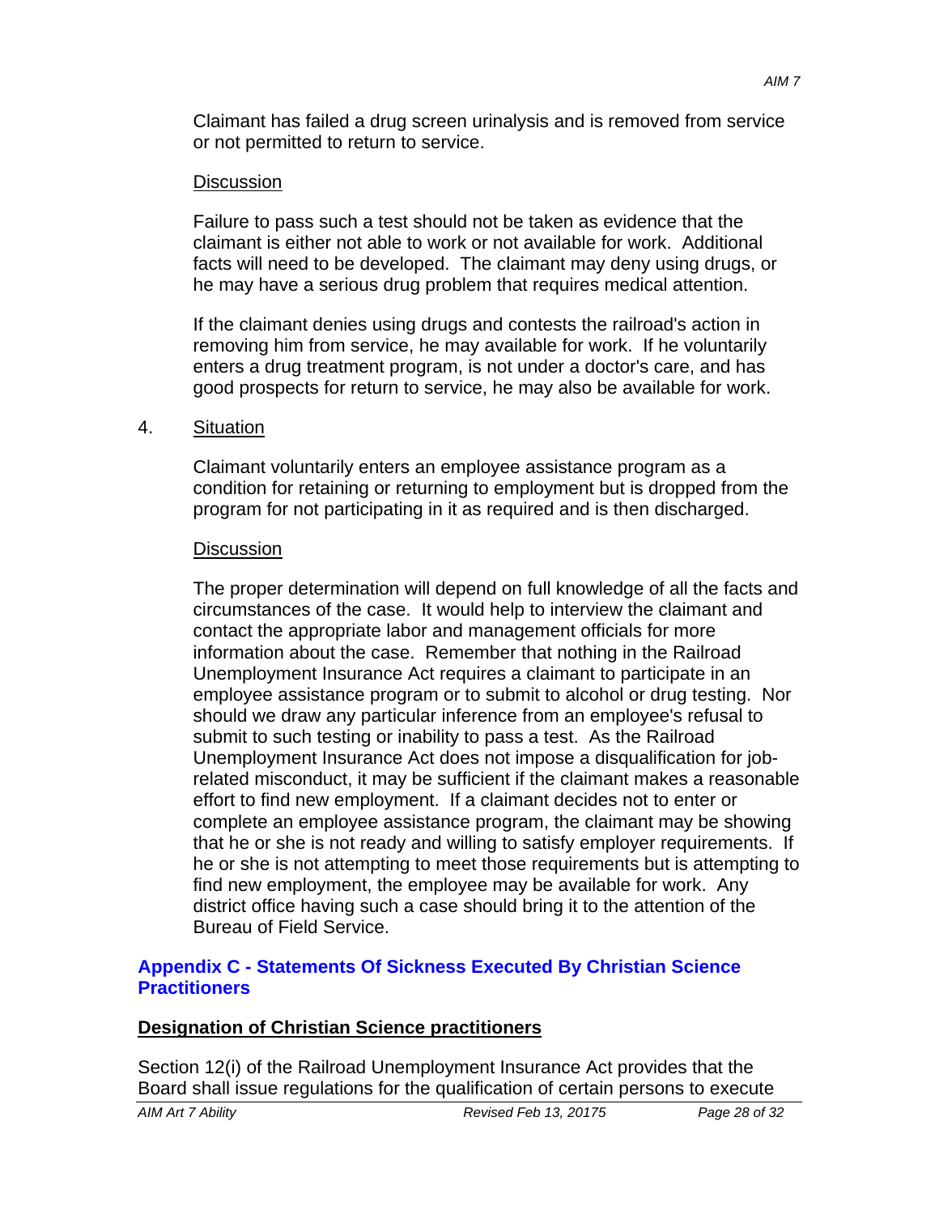Claimant has failed a drug screen urinalysis and is removed from service or not permitted to return to service.

Discussion

Failure to pass such a test should not be taken as evidence that the claimant is either not able to work or not available for work. Additional facts will need to be developed. The claimant may deny using drugs, or he may have a serious drug problem that requires medical attention.

If the claimant denies using drugs and contests the railroad's action in removing him from service, he may available for work. If he voluntarily enters a drug treatment program, is not under a doctor's care, and has good prospects for return to service, he may also be available for work.

4. Situation

Claimant voluntarily enters an employee assistance program as a condition for retaining or returning to employment but is dropped from the program for not participating in it as required and is then discharged.

Discussion

The proper determination will depend on full knowledge of all the facts and circumstances of the case. It would help to interview the claimant and contact the appropriate labor and management officials for more information about the case. Remember that nothing in the Railroad Unemployment Insurance Act requires a claimant to participate in an employee assistance program or to submit to alcohol or drug testing. Nor should we draw any particular inference from an employee's refusal to submit to such testing or inability to pass a test. As the Railroad Unemployment Insurance Act does not impose a disqualification for job-related misconduct, it may be sufficient if the claimant makes a reasonable effort to find new employment. If a claimant decides not to enter or complete an employee assistance program, the claimant may be showing that he or she is not ready and willing to satisfy employer requirements. If he or she is not attempting to meet those requirements but is attempting to find new employment, the employee may be available for work. Any district office having such a case should bring it to the attention of the Bureau of Field Service.

## Appendix C - Statements Of Sickness Executed By Christian Science Practitioners

### Designation of Christian Science practitioners

Section 12(i) of the Railroad Unemployment Insurance Act provides that the Board shall issue regulations for the qualification of certain persons to execute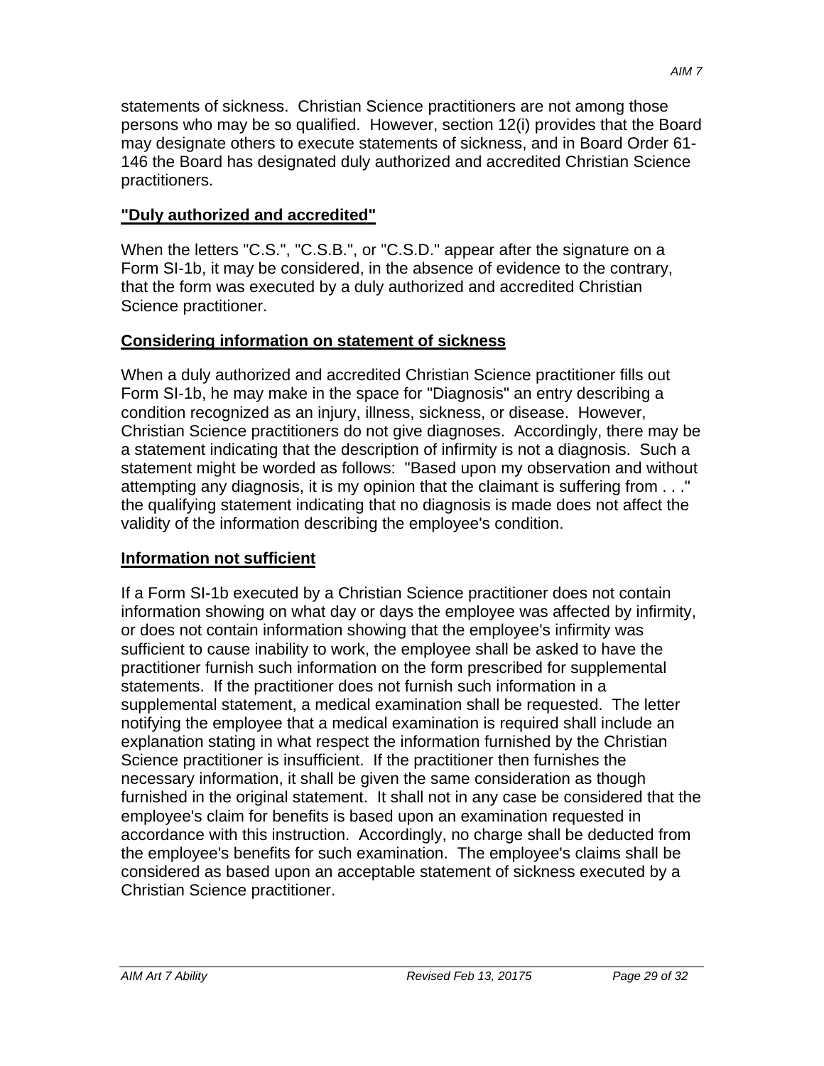statements of sickness. Christian Science practitioners are not among those persons who may be so qualified. However, section 12(i) provides that the Board may designate others to execute statements of sickness, and in Board Order 61-146 the Board has designated duly authorized and accredited Christian Science practitioners.

## "Duly authorized and accredited"

When the letters "C.S.", "C.S.B.", or "C.S.D." appear after the signature on a Form SI-1b, it may be considered, in the absence of evidence to the contrary, that the form was executed by a duly authorized and accredited Christian Science practitioner.

## Considering information on statement of sickness

When a duly authorized and accredited Christian Science practitioner fills out Form SI-1b, he may make in the space for "Diagnosis" an entry describing a condition recognized as an injury, illness, sickness, or disease. However, Christian Science practitioners do not give diagnoses. Accordingly, there may be a statement indicating that the description of infirmity is not a diagnosis. Such a statement might be worded as follows: "Based upon my observation and without attempting any diagnosis, it is my opinion that the claimant is suffering from . . ." the qualifying statement indicating that no diagnosis is made does not affect the validity of the information describing the employee's condition.

## Information not sufficient

If a Form SI-1b executed by a Christian Science practitioner does not contain information showing on what day or days the employee was affected by infirmity, or does not contain information showing that the employee's infirmity was sufficient to cause inability to work, the employee shall be asked to have the practitioner furnish such information on the form prescribed for supplemental statements. If the practitioner does not furnish such information in a supplemental statement, a medical examination shall be requested. The letter notifying the employee that a medical examination is required shall include an explanation stating in what respect the information furnished by the Christian Science practitioner is insufficient. If the practitioner then furnishes the necessary information, it shall be given the same consideration as though furnished in the original statement. It shall not in any case be considered that the employee's claim for benefits is based upon an examination requested in accordance with this instruction. Accordingly, no charge shall be deducted from the employee's benefits for such examination. The employee's claims shall be considered as based upon an acceptable statement of sickness executed by a Christian Science practitioner.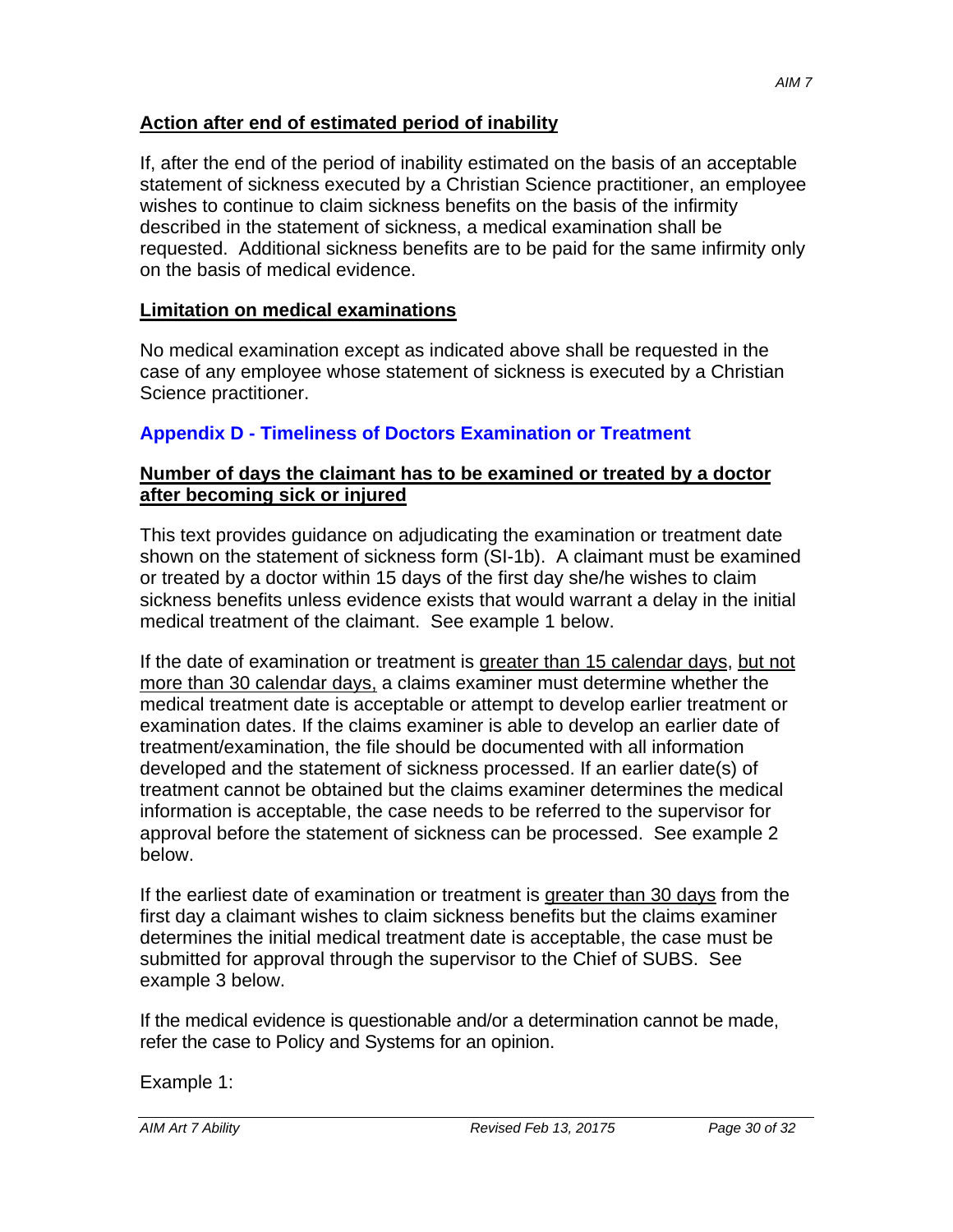**Action after end of estimated period of inability**

If, after the end of the period of inability estimated on the basis of an acceptable statement of sickness executed by a Christian Science practitioner, an employee wishes to continue to claim sickness benefits on the basis of the infirmity described in the statement of sickness, a medical examination shall be requested. Additional sickness benefits are to be paid for the same infirmity only on the basis of medical evidence.

**Limitation on medical examinations**

No medical examination except as indicated above shall be requested in the case of any employee whose statement of sickness is executed by a Christian Science practitioner.

## Appendix D - Timeliness of Doctors Examination or Treatment

**Number of days the claimant has to be examined or treated by a doctor after becoming sick or injured**

This text provides guidance on adjudicating the examination or treatment date shown on the statement of sickness form (SI-1b). A claimant must be examined or treated by a doctor within 15 days of the first day she/he wishes to claim sickness benefits unless evidence exists that would warrant a delay in the initial medical treatment of the claimant. See example 1 below.

If the date of examination or treatment is greater than 15 calendar days, but not more than 30 calendar days, a claims examiner must determine whether the medical treatment date is acceptable or attempt to develop earlier treatment or examination dates. If the claims examiner is able to develop an earlier date of treatment/examination, the file should be documented with all information developed and the statement of sickness processed. If an earlier date(s) of treatment cannot be obtained but the claims examiner determines the medical information is acceptable, the case needs to be referred to the supervisor for approval before the statement of sickness can be processed. See example 2 below.

If the earliest date of examination or treatment is greater than 30 days from the first day a claimant wishes to claim sickness benefits but the claims examiner determines the initial medical treatment date is acceptable, the case must be submitted for approval through the supervisor to the Chief of SUBS. See example 3 below.

If the medical evidence is questionable and/or a determination cannot be made, refer the case to Policy and Systems for an opinion.

Example 1: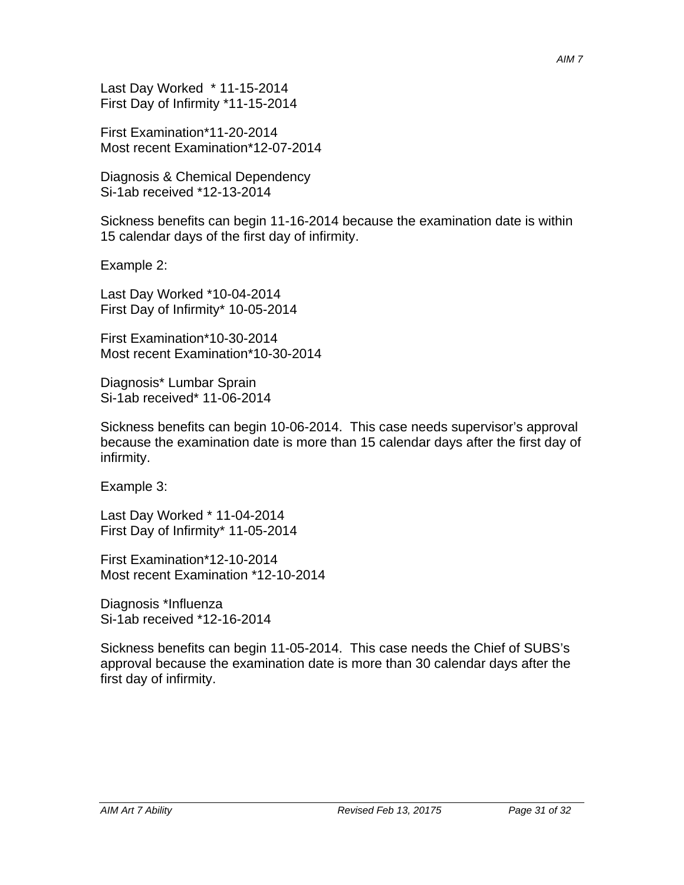Last Day Worked  * 11-15-2014
First Day of Infirmity *11-15-2014

First Examination*11-20-2014
Most recent Examination*12-07-2014

Diagnosis & Chemical Dependency
Si-1ab received *12-13-2014

Sickness benefits can begin 11-16-2014 because the examination date is within 15 calendar days of the first day of infirmity.

Example 2:

Last Day Worked *10-04-2014
First Day of Infirmity* 10-05-2014

First Examination*10-30-2014
Most recent Examination*10-30-2014

Diagnosis* Lumbar Sprain
Si-1ab received* 11-06-2014

Sickness benefits can begin 10-06-2014.  This case needs supervisor's approval because the examination date is more than 15 calendar days after the first day of infirmity.

Example 3:

Last Day Worked * 11-04-2014
First Day of Infirmity* 11-05-2014

First Examination*12-10-2014
Most recent Examination *12-10-2014

Diagnosis *Influenza
Si-1ab received *12-16-2014

Sickness benefits can begin 11-05-2014.  This case needs the Chief of SUBS's approval because the examination date is more than 30 calendar days after the first day of infirmity.